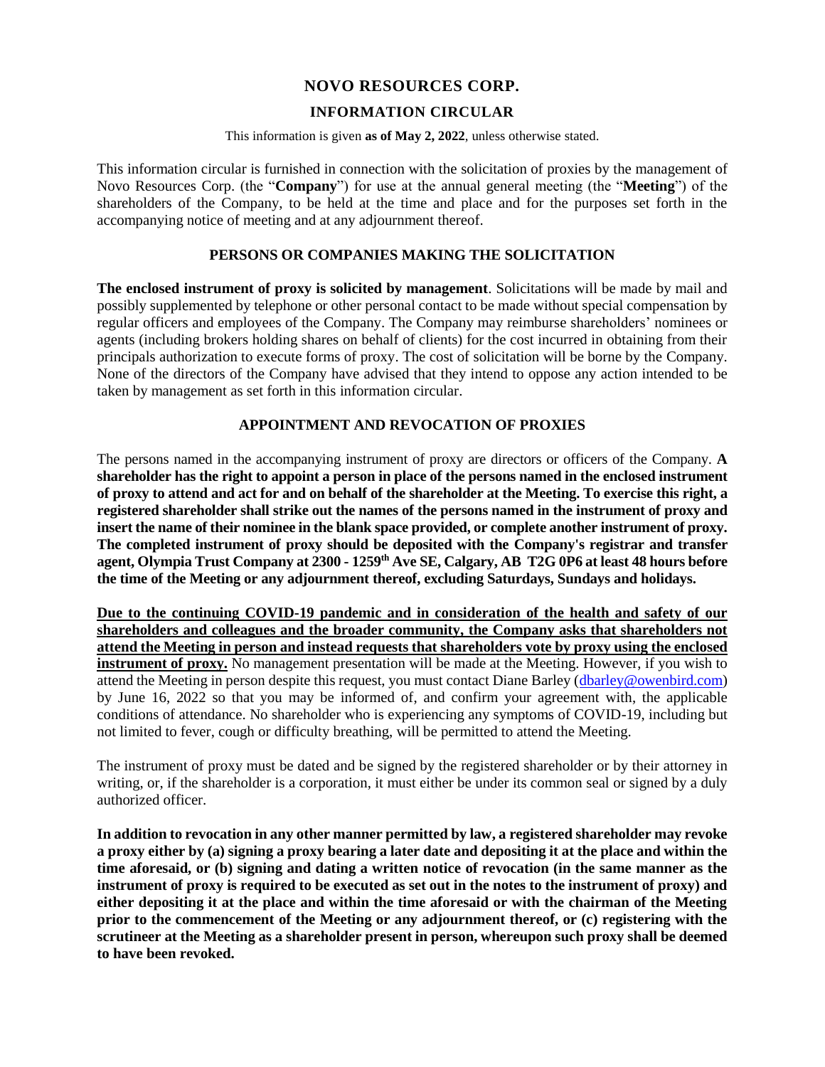# NOVO RESOURCES CORP.

## INFORMATION CIRCULAR

This information is given **as of May 2, 2022**, unless otherwise stated.

This information circular is furnished in connection with the solicitation of proxies by the management of Novo Resources Corp. (the "**Company**") for use at the annual general meeting (the "**Meeting**") of the shareholders of the Company, to be held at the time and place and for the purposes set forth in the accompanying notice of meeting and at any adjournment thereof.

## PERSONS OR COMPANIES MAKING THE SOLICITATION

**The enclosed instrument of proxy is solicited by management**. Solicitations will be made by mail and possibly supplemented by telephone or other personal contact to be made without special compensation by regular officers and employees of the Company. The Company may reimburse shareholders' nominees or agents (including brokers holding shares on behalf of clients) for the cost incurred in obtaining from their principals authorization to execute forms of proxy. The cost of solicitation will be borne by the Company. None of the directors of the Company have advised that they intend to oppose any action intended to be taken by management as set forth in this information circular.

## APPOINTMENT AND REVOCATION OF PROXIES

The persons named in the accompanying instrument of proxy are directors or officers of the Company. **A shareholder has the right to appoint a person in place of the persons named in the enclosed instrument of proxy to attend and act for and on behalf of the shareholder at the Meeting. To exercise this right, a registered shareholder shall strike out the names of the persons named in the instrument of proxy and insert the name of their nominee in the blank space provided, or complete another instrument of proxy. The completed instrument of proxy should be deposited with the Company's registrar and transfer agent, Olympia Trust Company at 2300 - 1259th Ave SE, Calgary, AB T2G 0P6 at least 48 hours before the time of the Meeting or any adjournment thereof, excluding Saturdays, Sundays and holidays.**

**Due to the continuing COVID-19 pandemic and in consideration of the health and safety of our shareholders and colleagues and the broader community, the Company asks that shareholders not attend the Meeting in person and instead requests that shareholders vote by proxy using the enclosed instrument of proxy.** No management presentation will be made at the Meeting. However, if you wish to attend the Meeting in person despite this request, you must contact Diane Barley (dbarley@owenbird.com) by June 16, 2022 so that you may be informed of, and confirm your agreement with, the applicable conditions of attendance. No shareholder who is experiencing any symptoms of COVID-19, including but not limited to fever, cough or difficulty breathing, will be permitted to attend the Meeting.

The instrument of proxy must be dated and be signed by the registered shareholder or by their attorney in writing, or, if the shareholder is a corporation, it must either be under its common seal or signed by a duly authorized officer.

**In addition to revocation in any other manner permitted by law, a registered shareholder may revoke a proxy either by (a) signing a proxy bearing a later date and depositing it at the place and within the time aforesaid, or (b) signing and dating a written notice of revocation (in the same manner as the instrument of proxy is required to be executed as set out in the notes to the instrument of proxy) and either depositing it at the place and within the time aforesaid or with the chairman of the Meeting prior to the commencement of the Meeting or any adjournment thereof, or (c) registering with the scrutineer at the Meeting as a shareholder present in person, whereupon such proxy shall be deemed to have been revoked.**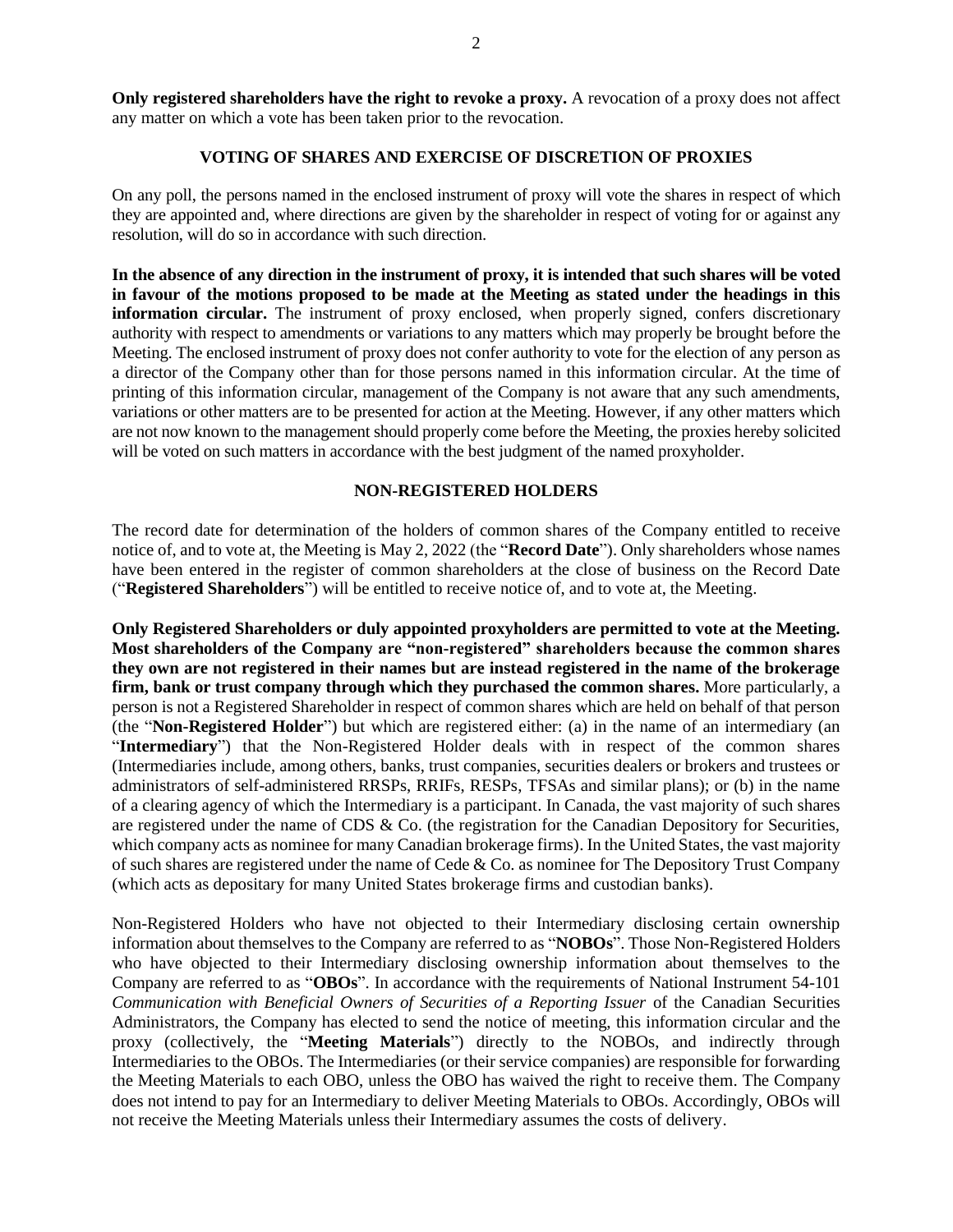**Only registered shareholders have the right to revoke a proxy.** A revocation of a proxy does not affect any matter on which a vote has been taken prior to the revocation.

## VOTING OF SHARES AND EXERCISE OF DISCRETION OF PROXIES

On any poll, the persons named in the enclosed instrument of proxy will vote the shares in respect of which they are appointed and, where directions are given by the shareholder in respect of voting for or against any resolution, will do so in accordance with such direction.

**In the absence of any direction in the instrument of proxy, it is intended that such shares will be voted in favour of the motions proposed to be made at the Meeting as stated under the headings in this information circular.** The instrument of proxy enclosed, when properly signed, confers discretionary authority with respect to amendments or variations to any matters which may properly be brought before the Meeting. The enclosed instrument of proxy does not confer authority to vote for the election of any person as a director of the Company other than for those persons named in this information circular. At the time of printing of this information circular, management of the Company is not aware that any such amendments, variations or other matters are to be presented for action at the Meeting. However, if any other matters which are not now known to the management should properly come before the Meeting, the proxies hereby solicited will be voted on such matters in accordance with the best judgment of the named proxyholder.

## NON-REGISTERED HOLDERS

The record date for determination of the holders of common shares of the Company entitled to receive notice of, and to vote at, the Meeting is May 2, 2022 (the "**Record Date**"). Only shareholders whose names have been entered in the register of common shareholders at the close of business on the Record Date ("**Registered Shareholders**") will be entitled to receive notice of, and to vote at, the Meeting.

**Only Registered Shareholders or duly appointed proxyholders are permitted to vote at the Meeting. Most shareholders of the Company are "non-registered" shareholders because the common shares they own are not registered in their names but are instead registered in the name of the brokerage firm, bank or trust company through which they purchased the common shares.** More particularly, a person is not a Registered Shareholder in respect of common shares which are held on behalf of that person (the "**Non-Registered Holder**") but which are registered either: (a) in the name of an intermediary (an "**Intermediary**") that the Non-Registered Holder deals with in respect of the common shares (Intermediaries include, among others, banks, trust companies, securities dealers or brokers and trustees or administrators of self-administered RRSPs, RRIFs, RESPs, TFSAs and similar plans); or (b) in the name of a clearing agency of which the Intermediary is a participant. In Canada, the vast majority of such shares are registered under the name of CDS & Co. (the registration for the Canadian Depository for Securities, which company acts as nominee for many Canadian brokerage firms). In the United States, the vast majority of such shares are registered under the name of Cede & Co. as nominee for The Depository Trust Company (which acts as depositary for many United States brokerage firms and custodian banks).

Non-Registered Holders who have not objected to their Intermediary disclosing certain ownership information about themselves to the Company are referred to as "**NOBOs**". Those Non-Registered Holders who have objected to their Intermediary disclosing ownership information about themselves to the Company are referred to as "**OBOs**". In accordance with the requirements of National Instrument 54-101 *Communication with Beneficial Owners of Securities of a Reporting Issuer* of the Canadian Securities Administrators, the Company has elected to send the notice of meeting, this information circular and the proxy (collectively, the "**Meeting Materials**") directly to the NOBOs, and indirectly through Intermediaries to the OBOs. The Intermediaries (or their service companies) are responsible for forwarding the Meeting Materials to each OBO, unless the OBO has waived the right to receive them. The Company does not intend to pay for an Intermediary to deliver Meeting Materials to OBOs. Accordingly, OBOs will not receive the Meeting Materials unless their Intermediary assumes the costs of delivery.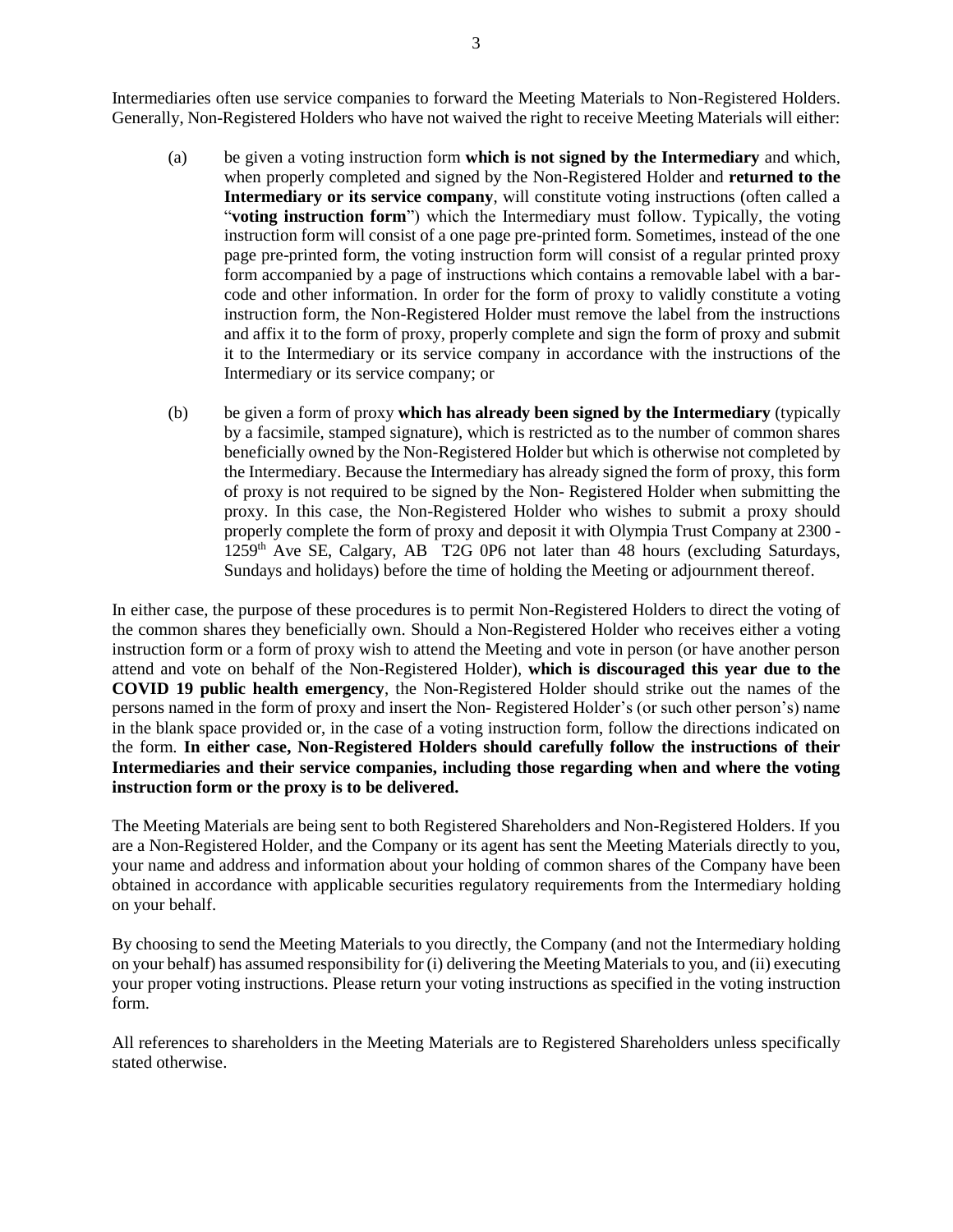Intermediaries often use service companies to forward the Meeting Materials to Non-Registered Holders. Generally, Non-Registered Holders who have not waived the right to receive Meeting Materials will either:

(a) be given a voting instruction form **which is not signed by the Intermediary** and which, when properly completed and signed by the Non-Registered Holder and **returned to the Intermediary or its service company**, will constitute voting instructions (often called a "**voting instruction form**") which the Intermediary must follow. Typically, the voting instruction form will consist of a one page pre-printed form. Sometimes, instead of the one page pre-printed form, the voting instruction form will consist of a regular printed proxy form accompanied by a page of instructions which contains a removable label with a bar-code and other information. In order for the form of proxy to validly constitute a voting instruction form, the Non-Registered Holder must remove the label from the instructions and affix it to the form of proxy, properly complete and sign the form of proxy and submit it to the Intermediary or its service company in accordance with the instructions of the Intermediary or its service company; or

(b) be given a form of proxy **which has already been signed by the Intermediary** (typically by a facsimile, stamped signature), which is restricted as to the number of common shares beneficially owned by the Non-Registered Holder but which is otherwise not completed by the Intermediary. Because the Intermediary has already signed the form of proxy, this form of proxy is not required to be signed by the Non- Registered Holder when submitting the proxy. In this case, the Non-Registered Holder who wishes to submit a proxy should properly complete the form of proxy and deposit it with Olympia Trust Company at 2300 - 125 9th Ave SE, Calgary, AB T2G 0P6 not later than 48 hours (excluding Saturdays, Sundays and holidays) before the time of holding the Meeting or adjournment thereof.

In either case, the purpose of these procedures is to permit Non-Registered Holders to direct the voting of the common shares they beneficially own. Should a Non-Registered Holder who receives either a voting instruction form or a form of proxy wish to attend the Meeting and vote in person (or have another person attend and vote on behalf of the Non-Registered Holder), **which is discouraged this year due to the COVID 19 public health emergency**, the Non-Registered Holder should strike out the names of the persons named in the form of proxy and insert the Non- Registered Holder's (or such other person's) name in the blank space provided or, in the case of a voting instruction form, follow the directions indicated on the form. **In either case, Non-Registered Holders should carefully follow the instructions of their Intermediaries and their service companies, including those regarding when and where the voting instruction form or the proxy is to be delivered.**

The Meeting Materials are being sent to both Registered Shareholders and Non-Registered Holders. If you are a Non-Registered Holder, and the Company or its agent has sent the Meeting Materials directly to you, your name and address and information about your holding of common shares of the Company have been obtained in accordance with applicable securities regulatory requirements from the Intermediary holding on your behalf.

By choosing to send the Meeting Materials to you directly, the Company (and not the Intermediary holding on your behalf) has assumed responsibility for (i) delivering the Meeting Materials to you, and (ii) executing your proper voting instructions. Please return your voting instructions as specified in the voting instruction form.

All references to shareholders in the Meeting Materials are to Registered Shareholders unless specifically stated otherwise.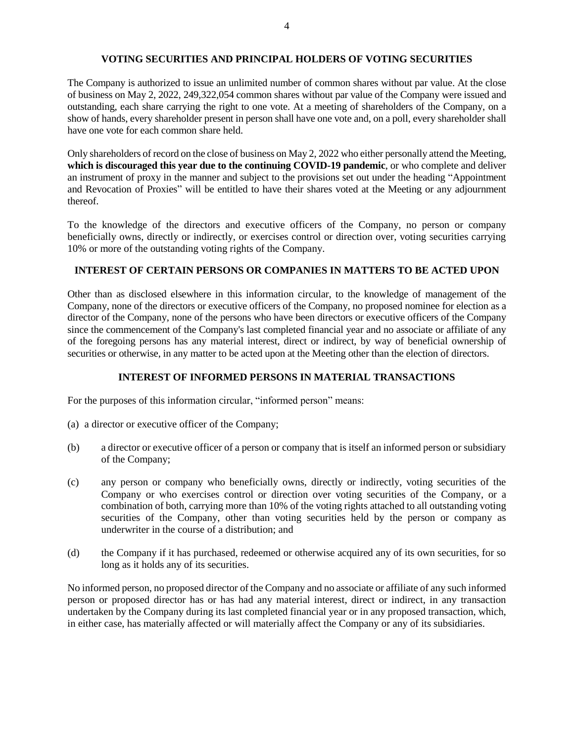## VOTING SECURITIES AND PRINCIPAL HOLDERS OF VOTING SECURITIES

The Company is authorized to issue an unlimited number of common shares without par value. At the close of business on May 2, 2022, 249,322,054 common shares without par value of the Company were issued and outstanding, each share carrying the right to one vote. At a meeting of shareholders of the Company, on a show of hands, every shareholder present in person shall have one vote and, on a poll, every shareholder shall have one vote for each common share held.

Only shareholders of record on the close of business on May 2, 2022 who either personally attend the Meeting, **which is discouraged this year due to the continuing COVID-19 pandemic**, or who complete and deliver an instrument of proxy in the manner and subject to the provisions set out under the heading "Appointment and Revocation of Proxies" will be entitled to have their shares voted at the Meeting or any adjournment thereof.

To the knowledge of the directors and executive officers of the Company, no person or company beneficially owns, directly or indirectly, or exercises control or direction over, voting securities carrying 10% or more of the outstanding voting rights of the Company.

## INTEREST OF CERTAIN PERSONS OR COMPANIES IN MATTERS TO BE ACTED UPON

Other than as disclosed elsewhere in this information circular, to the knowledge of management of the Company, none of the directors or executive officers of the Company, no proposed nominee for election as a director of the Company, none of the persons who have been directors or executive officers of the Company since the commencement of the Company's last completed financial year and no associate or affiliate of any of the foregoing persons has any material interest, direct or indirect, by way of beneficial ownership of securities or otherwise, in any matter to be acted upon at the Meeting other than the election of directors.

## INTEREST OF INFORMED PERSONS IN MATERIAL TRANSACTIONS

For the purposes of this information circular, "informed person" means:

(a) a director or executive officer of the Company;

(b) a director or executive officer of a person or company that is itself an informed person or subsidiary of the Company;

(c) any person or company who beneficially owns, directly or indirectly, voting securities of the Company or who exercises control or direction over voting securities of the Company, or a combination of both, carrying more than 10% of the voting rights attached to all outstanding voting securities of the Company, other than voting securities held by the person or company as underwriter in the course of a distribution; and

(d) the Company if it has purchased, redeemed or otherwise acquired any of its own securities, for so long as it holds any of its securities.

No informed person, no proposed director of the Company and no associate or affiliate of any such informed person or proposed director has or has had any material interest, direct or indirect, in any transaction undertaken by the Company during its last completed financial year or in any proposed transaction, which, in either case, has materially affected or will materially affect the Company or any of its subsidiaries.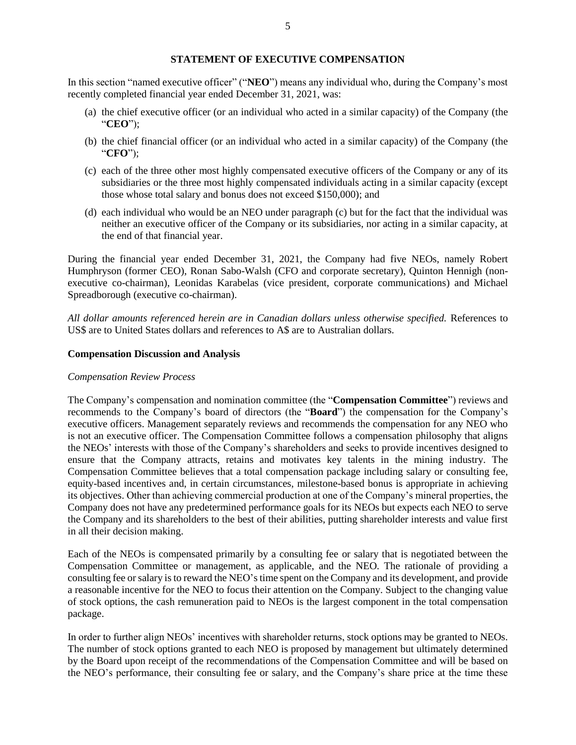## STATEMENT OF EXECUTIVE COMPENSATION

In this section "named executive officer" ("**NEO**") means any individual who, during the Company's most recently completed financial year ended December 31, 2021, was:

(a) the chief executive officer (or an individual who acted in a similar capacity) of the Company (the "**CEO**");

(b) the chief financial officer (or an individual who acted in a similar capacity) of the Company (the "**CFO**");

(c) each of the three other most highly compensated executive officers of the Company or any of its subsidiaries or the three most highly compensated individuals acting in a similar capacity (except those whose total salary and bonus does not exceed $150,000); and

(d) each individual who would be an NEO under paragraph (c) but for the fact that the individual was neither an executive officer of the Company or its subsidiaries, nor acting in a similar capacity, at the end of that financial year.

During the financial year ended December 31, 2021, the Company had five NEOs, namely Robert Humphryson (former CEO), Ronan Sabo-Walsh (CFO and corporate secretary), Quinton Hennigh (non-executive co-chairman), Leonidas Karabelas (vice president, corporate communications) and Michael Spreadborough (executive co-chairman).

*All dollar amounts referenced herein are in Canadian dollars unless otherwise specified.* References to US$ are to United States dollars and references to A$ are to Australian dollars.

### Compensation Discussion and Analysis

*Compensation Review Process*

The Company's compensation and nomination committee (the "**Compensation Committee**") reviews and recommends to the Company's board of directors (the "**Board**") the compensation for the Company's executive officers. Management separately reviews and recommends the compensation for any NEO who is not an executive officer. The Compensation Committee follows a compensation philosophy that aligns the NEOs' interests with those of the Company's shareholders and seeks to provide incentives designed to ensure that the Company attracts, retains and motivates key talents in the mining industry. The Compensation Committee believes that a total compensation package including salary or consulting fee, equity-based incentives and, in certain circumstances, milestone-based bonus is appropriate in achieving its objectives. Other than achieving commercial production at one of the Company's mineral properties, the Company does not have any predetermined performance goals for its NEOs but expects each NEO to serve the Company and its shareholders to the best of their abilities, putting shareholder interests and value first in all their decision making.

Each of the NEOs is compensated primarily by a consulting fee or salary that is negotiated between the Compensation Committee or management, as applicable, and the NEO. The rationale of providing a consulting fee or salary is to reward the NEO's time spent on the Company and its development, and provide a reasonable incentive for the NEO to focus their attention on the Company. Subject to the changing value of stock options, the cash remuneration paid to NEOs is the largest component in the total compensation package.

In order to further align NEOs' incentives with shareholder returns, stock options may be granted to NEOs. The number of stock options granted to each NEO is proposed by management but ultimately determined by the Board upon receipt of the recommendations of the Compensation Committee and will be based on the NEO's performance, their consulting fee or salary, and the Company's share price at the time these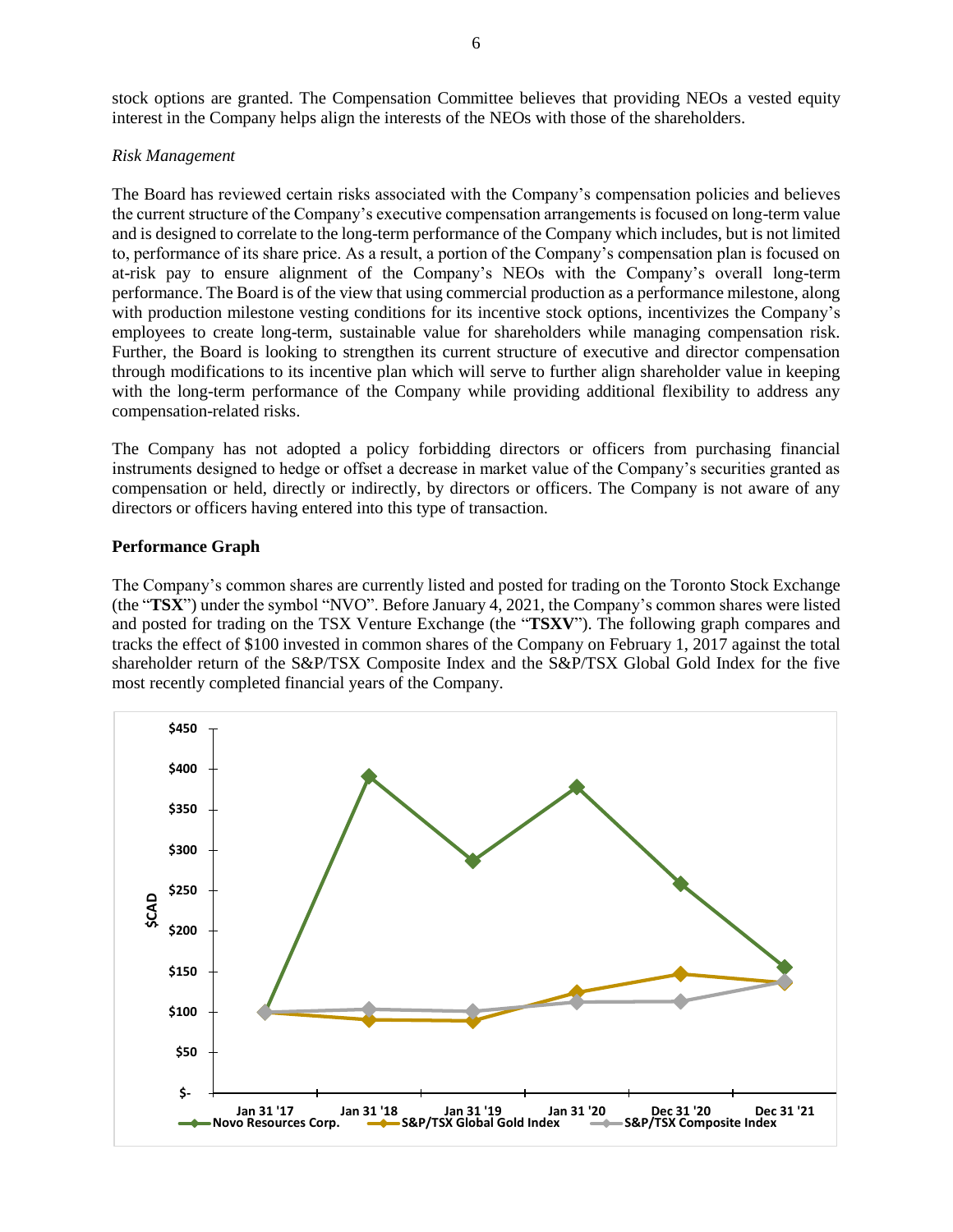stock options are granted. The Compensation Committee believes that providing NEOs a vested equity interest in the Company helps align the interests of the NEOs with those of the shareholders.

*Risk Management*

The Board has reviewed certain risks associated with the Company's compensation policies and believes the current structure of the Company's executive compensation arrangements is focused on long-term value and is designed to correlate to the long-term performance of the Company which includes, but is not limited to, performance of its share price. As a result, a portion of the Company's compensation plan is focused on at-risk pay to ensure alignment of the Company's NEOs with the Company's overall long-term performance. The Board is of the view that using commercial production as a performance milestone, along with production milestone vesting conditions for its incentive stock options, incentivizes the Company's employees to create long-term, sustainable value for shareholders while managing compensation risk. Further, the Board is looking to strengthen its current structure of executive and director compensation through modifications to its incentive plan which will serve to further align shareholder value in keeping with the long-term performance of the Company while providing additional flexibility to address any compensation-related risks.

The Company has not adopted a policy forbidding directors or officers from purchasing financial instruments designed to hedge or offset a decrease in market value of the Company's securities granted as compensation or held, directly or indirectly, by directors or officers. The Company is not aware of any directors or officers having entered into this type of transaction.

**Performance Graph**

The Company's common shares are currently listed and posted for trading on the Toronto Stock Exchange (the "**TSX**") under the symbol "NVO". Before January 4, 2021, the Company's common shares were listed and posted for trading on the TSX Venture Exchange (the "**TSXV**"). The following graph compares and tracks the effect of $100 invested in common shares of the Company on February 1, 2017 against the total shareholder return of the S&P/TSX Composite Index and the S&P/TSX Global Gold Index for the five most recently completed financial years of the Company.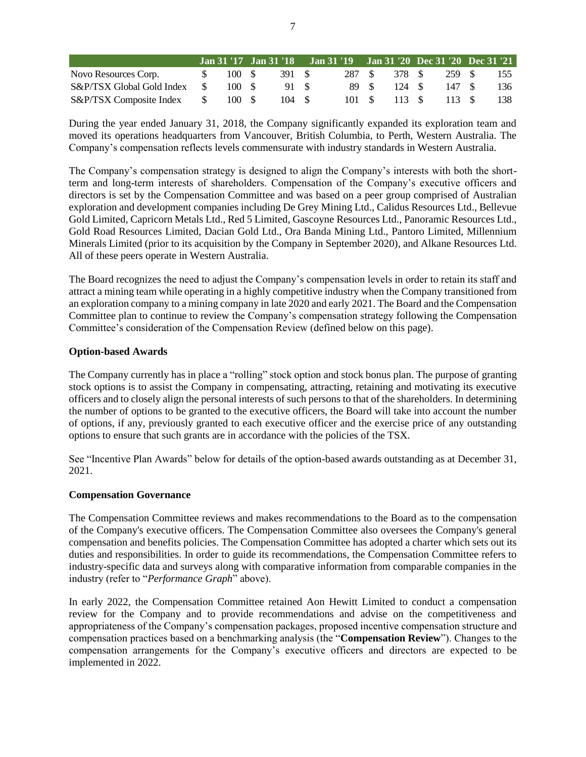| | Jan 31 '17 | Jan 31 '18 | Jan 31 '19 | Jan 31 '20 | Dec 31 '20 | Dec 31 '21 |
|---|---|---|---|---|---|---|
| Novo Resources Corp. | $ 100 | $ 391 | $ 287 | $ 378 | $ 259 | $ 155 |
| S&P/TSX Global Gold Index | $ 100 | $ 91 | $ 89 | $ 124 | $ 147 | $ 136 |
| S&P/TSX Composite Index | $ 100 | $ 104 | $ 101 | $ 113 | $ 113 | $ 138 |

During the year ended January 31, 2018, the Company significantly expanded its exploration team and moved its operations headquarters from Vancouver, British Columbia, to Perth, Western Australia. The Company's compensation reflects levels commensurate with industry standards in Western Australia.

The Company's compensation strategy is designed to align the Company's interests with both the short-term and long-term interests of shareholders. Compensation of the Company's executive officers and directors is set by the Compensation Committee and was based on a peer group comprised of Australian exploration and development companies including De Grey Mining Ltd., Calidus Resources Ltd., Bellevue Gold Limited, Capricorn Metals Ltd., Red 5 Limited, Gascoyne Resources Ltd., Panoramic Resources Ltd., Gold Road Resources Limited, Dacian Gold Ltd., Ora Banda Mining Ltd., Pantoro Limited, Millennium Minerals Limited (prior to its acquisition by the Company in September 2020), and Alkane Resources Ltd. All of these peers operate in Western Australia.

The Board recognizes the need to adjust the Company's compensation levels in order to retain its staff and attract a mining team while operating in a highly competitive industry when the Company transitioned from an exploration company to a mining company in late 2020 and early 2021. The Board and the Compensation Committee plan to continue to review the Company's compensation strategy following the Compensation Committee's consideration of the Compensation Review (defined below on this page).

**Option-based Awards**

The Company currently has in place a "rolling" stock option and stock bonus plan. The purpose of granting stock options is to assist the Company in compensating, attracting, retaining and motivating its executive officers and to closely align the personal interests of such persons to that of the shareholders. In determining the number of options to be granted to the executive officers, the Board will take into account the number of options, if any, previously granted to each executive officer and the exercise price of any outstanding options to ensure that such grants are in accordance with the policies of the TSX.

See "Incentive Plan Awards" below for details of the option-based awards outstanding as at December 31, 2021.

**Compensation Governance**

The Compensation Committee reviews and makes recommendations to the Board as to the compensation of the Company's executive officers. The Compensation Committee also oversees the Company's general compensation and benefits policies. The Compensation Committee has adopted a charter which sets out its duties and responsibilities. In order to guide its recommendations, the Compensation Committee refers to industry-specific data and surveys along with comparative information from comparable companies in the industry (refer to "*Performance Graph*" above).

In early 2022, the Compensation Committee retained Aon Hewitt Limited to conduct a compensation review for the Company and to provide recommendations and advise on the competitiveness and appropriateness of the Company's compensation packages, proposed incentive compensation structure and compensation practices based on a benchmarking analysis (the "**Compensation Review**"). Changes to the compensation arrangements for the Company's executive officers and directors are expected to be implemented in 2022.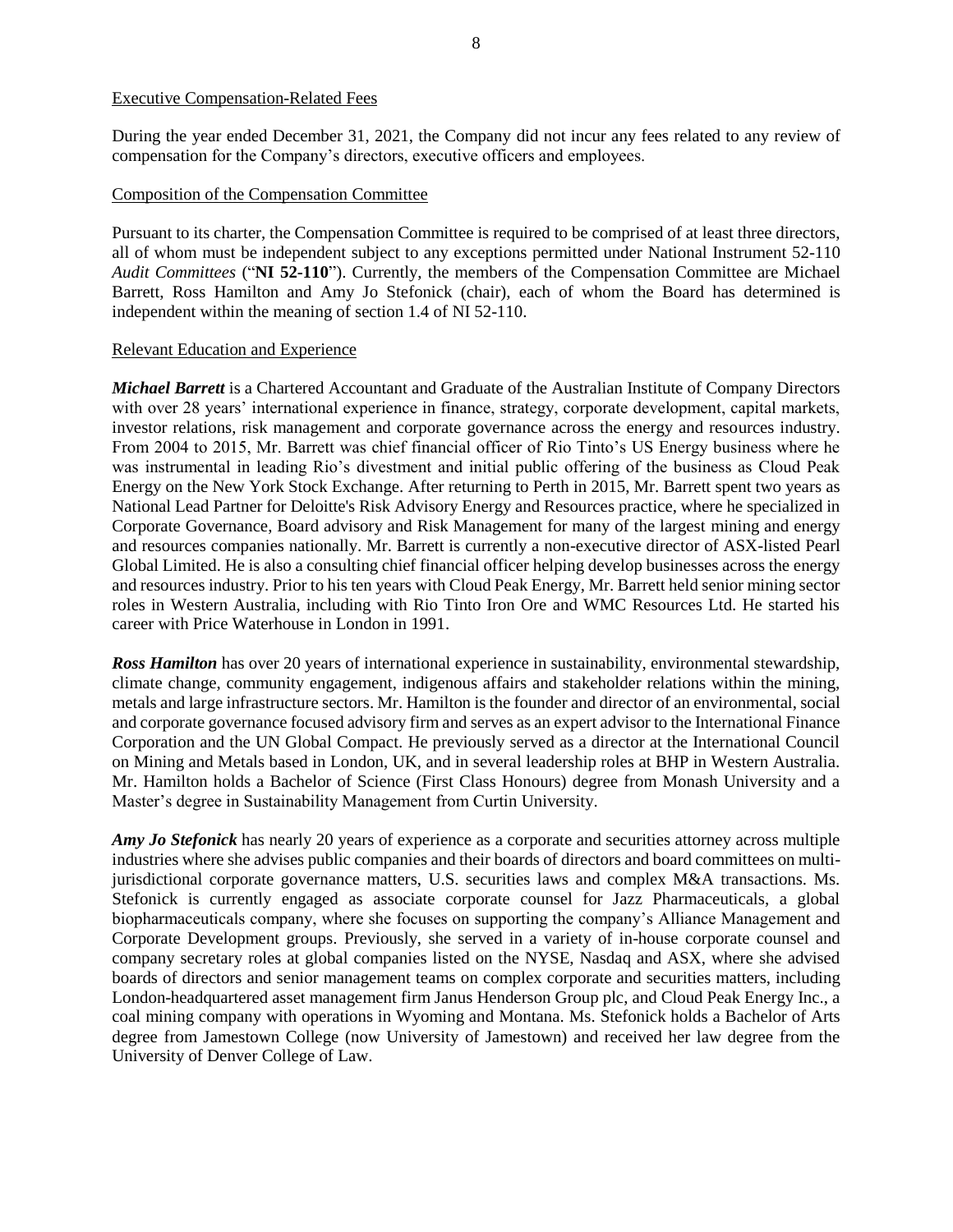Executive Compensation-Related Fees

During the year ended December 31, 2021, the Company did not incur any fees related to any review of compensation for the Company's directors, executive officers and employees.

Composition of the Compensation Committee

Pursuant to its charter, the Compensation Committee is required to be comprised of at least three directors, all of whom must be independent subject to any exceptions permitted under National Instrument 52-110 *Audit Committees* ("**NI 52-110**"). Currently, the members of the Compensation Committee are Michael Barrett, Ross Hamilton and Amy Jo Stefonick (chair), each of whom the Board has determined is independent within the meaning of section 1.4 of NI 52-110.

Relevant Education and Experience

***Michael Barrett*** is a Chartered Accountant and Graduate of the Australian Institute of Company Directors with over 28 years' international experience in finance, strategy, corporate development, capital markets, investor relations, risk management and corporate governance across the energy and resources industry. From 2004 to 2015, Mr. Barrett was chief financial officer of Rio Tinto's US Energy business where he was instrumental in leading Rio's divestment and initial public offering of the business as Cloud Peak Energy on the New York Stock Exchange. After returning to Perth in 2015, Mr. Barrett spent two years as National Lead Partner for Deloitte's Risk Advisory Energy and Resources practice, where he specialized in Corporate Governance, Board advisory and Risk Management for many of the largest mining and energy and resources companies nationally. Mr. Barrett is currently a non-executive director of ASX-listed Pearl Global Limited. He is also a consulting chief financial officer helping develop businesses across the energy and resources industry. Prior to his ten years with Cloud Peak Energy, Mr. Barrett held senior mining sector roles in Western Australia, including with Rio Tinto Iron Ore and WMC Resources Ltd. He started his career with Price Waterhouse in London in 1991.

***Ross Hamilton*** has over 20 years of international experience in sustainability, environmental stewardship, climate change, community engagement, indigenous affairs and stakeholder relations within the mining, metals and large infrastructure sectors. Mr. Hamilton is the founder and director of an environmental, social and corporate governance focused advisory firm and serves as an expert advisor to the International Finance Corporation and the UN Global Compact. He previously served as a director at the International Council on Mining and Metals based in London, UK, and in several leadership roles at BHP in Western Australia. Mr. Hamilton holds a Bachelor of Science (First Class Honours) degree from Monash University and a Master's degree in Sustainability Management from Curtin University.

***Amy Jo Stefonick*** has nearly 20 years of experience as a corporate and securities attorney across multiple industries where she advises public companies and their boards of directors and board committees on multi-jurisdictional corporate governance matters, U.S. securities laws and complex M&A transactions. Ms. Stefonick is currently engaged as associate corporate counsel for Jazz Pharmaceuticals, a global biopharmaceuticals company, where she focuses on supporting the company's Alliance Management and Corporate Development groups. Previously, she served in a variety of in-house corporate counsel and company secretary roles at global companies listed on the NYSE, Nasdaq and ASX, where she advised boards of directors and senior management teams on complex corporate and securities matters, including London-headquartered asset management firm Janus Henderson Group plc, and Cloud Peak Energy Inc., a coal mining company with operations in Wyoming and Montana. Ms. Stefonick holds a Bachelor of Arts degree from Jamestown College (now University of Jamestown) and received her law degree from the University of Denver College of Law.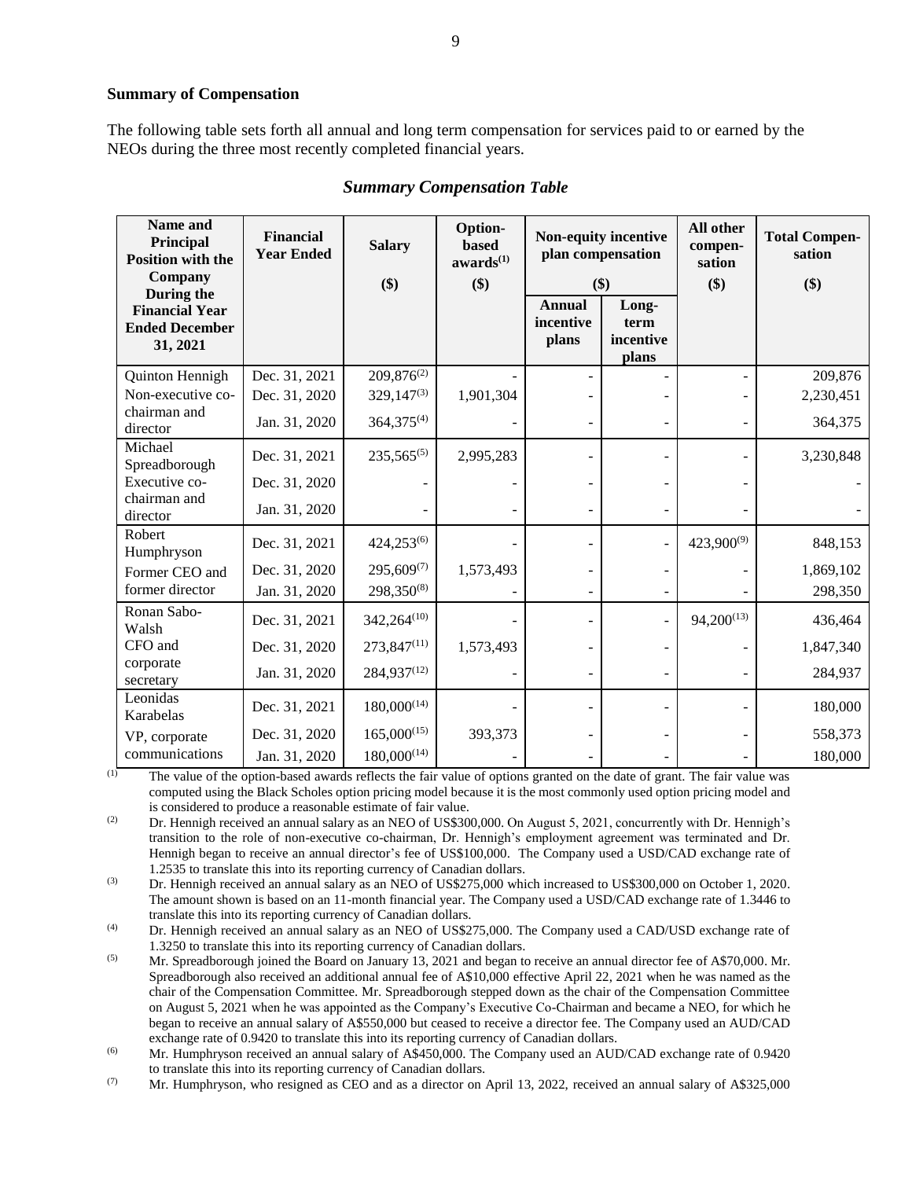### Summary of Compensation

The following table sets forth all annual and long term compensation for services paid to or earned by the NEOs during the three most recently completed financial years.

***Summary Compensation Table***

| Name and Principal Position with the Company During the Financial Year Ended December 31, 2021 | Financial Year Ended | Salary ($) | Option-based awards[(1)] ($) | Non-equity incentive plan compensation ($) | | All other compen-sation ($) | Total Compen-sation ($) |
|---|---|---|---|---|---|---|---|
| | | | | Annual incentive plans | Long-term incentive plans | | |
| Quinton Hennigh | Dec. 31, 2021 | 209,876[(2)] | - | - | - | - | 209,876 |
| Non-executive co-chairman and director | Dec. 31, 2020 | 329,147[(3)] | 1,901,304 | - | - | - | 2,230,451 |
| | Jan. 31, 2020 | 364,375[(4)] | - | - | - | - | 364,375 |
| Michael Spreadborough | Dec. 31, 2021 | 235,565[(5)] | 2,995,283 | - | - | - | 3,230,848 |
| Executive co-chairman and director | Dec. 31, 2020 | - | - | - | - | - | - |
| | Jan. 31, 2020 | - | - | - | - | - | - |
| Robert Humphryson | Dec. 31, 2021 | 424,253[(6)] | - | - | - | 423,900[(9)] | 848,153 |
| Former CEO and former director | Dec. 31, 2020 | 295,609[(7)] | 1,573,493 | - | - | - | 1,869,102 |
| | Jan. 31, 2020 | 298,350[(8)] | - | - | - | - | 298,350 |
| Ronan Sabo-Walsh | Dec. 31, 2021 | 342,264[(10)] | - | - | - | 94,200[(13)] | 436,464 |
| CFO and corporate secretary | Dec. 31, 2020 | 273,847[(11)] | 1,573,493 | - | - | - | 1,847,340 |
| | Jan. 31, 2020 | 284,937[(12)] | - | - | - | - | 284,937 |
| Leonidas Karabelas | Dec. 31, 2021 | 180,000[(14)] | - | - | - | - | 180,000 |
| VP, corporate communications | Dec. 31, 2020 | 165,000[(15)] | 393,373 | - | - | - | 558,373 |
| | Jan. 31, 2020 | 180,000[(14)] | - | - | - | - | 180,000 |

(1) The value of the option-based awards reflects the fair value of options granted on the date of grant. The fair value was computed using the Black Scholes option pricing model because it is the most commonly used option pricing model and is considered to produce a reasonable estimate of fair value.

(2) Dr. Hennigh received an annual salary as an NEO of US$300,000. On August 5, 2021, concurrently with Dr. Hennigh's transition to the role of non-executive co-chairman, Dr. Hennigh's employment agreement was terminated and Dr. Hennigh began to receive an annual director's fee of US$100,000. The Company used a USD/CAD exchange rate of 1.2535 to translate this into its reporting currency of Canadian dollars.

(3) Dr. Hennigh received an annual salary as an NEO of US$275,000 which increased to US$300,000 on October 1, 2020. The amount shown is based on an 11-month financial year. The Company used a USD/CAD exchange rate of 1.3446 to translate this into its reporting currency of Canadian dollars.

(4) Dr. Hennigh received an annual salary as an NEO of US$275,000. The Company used a CAD/USD exchange rate of 1.3250 to translate this into its reporting currency of Canadian dollars.

(5) Mr. Spreadborough joined the Board on January 13, 2021 and began to receive an annual director fee of A$70,000. Mr. Spreadborough also received an additional annual fee of A$10,000 effective April 22, 2021 when he was named as the chair of the Compensation Committee. Mr. Spreadborough stepped down as the chair of the Compensation Committee on August 5, 2021 when he was appointed as the Company's Executive Co-Chairman and became a NEO, for which he began to receive an annual salary of A$550,000 but ceased to receive a director fee. The Company used an AUD/CAD exchange rate of 0.9420 to translate this into its reporting currency of Canadian dollars.

(6) Mr. Humphryson received an annual salary of A$450,000. The Company used an AUD/CAD exchange rate of 0.9420 to translate this into its reporting currency of Canadian dollars.

(7) Mr. Humphryson, who resigned as CEO and as a director on April 13, 2022, received an annual salary of A$325,000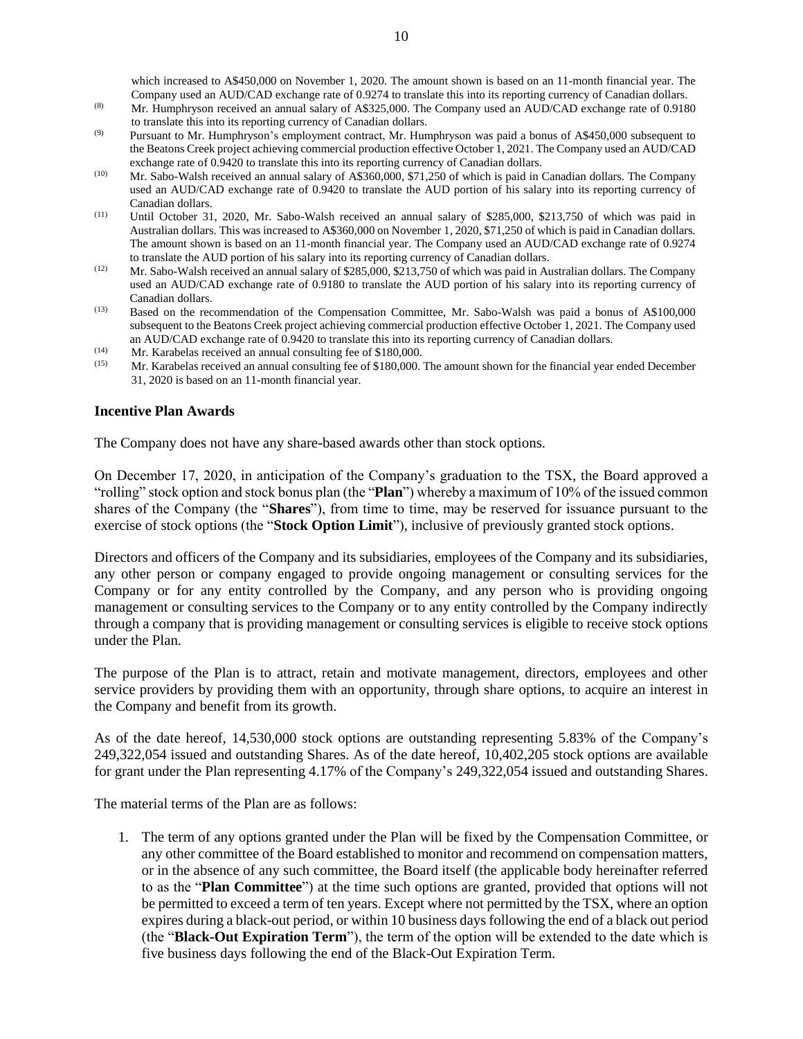which increased to A$450,000 on November 1, 2020. The amount shown is based on an 11-month financial year. The Company used an AUD/CAD exchange rate of 0.9274 to translate this into its reporting currency of Canadian dollars.

(8) Mr. Humphryson received an annual salary of A$325,000. The Company used an AUD/CAD exchange rate of 0.9180 to translate this into its reporting currency of Canadian dollars.

(9) Pursuant to Mr. Humphryson's employment contract, Mr. Humphryson was paid a bonus of A$450,000 subsequent to the Beatons Creek project achieving commercial production effective October 1, 2021. The Company used an AUD/CAD exchange rate of 0.9420 to translate this into its reporting currency of Canadian dollars.

(10) Mr. Sabo-Walsh received an annual salary of A$360,000, $71,250 of which is paid in Canadian dollars. The Company used an AUD/CAD exchange rate of 0.9420 to translate the AUD portion of his salary into its reporting currency of Canadian dollars.

(11) Until October 31, 2020, Mr. Sabo-Walsh received an annual salary of $285,000, $213,750 of which was paid in Australian dollars. This was increased to A$360,000 on November 1, 2020, $71,250 of which is paid in Canadian dollars. The amount shown is based on an 11-month financial year. The Company used an AUD/CAD exchange rate of 0.9274 to translate the AUD portion of his salary into its reporting currency of Canadian dollars.

(12) Mr. Sabo-Walsh received an annual salary of $285,000, $213,750 of which was paid in Australian dollars. The Company used an AUD/CAD exchange rate of 0.9180 to translate the AUD portion of his salary into its reporting currency of Canadian dollars.

(13) Based on the recommendation of the Compensation Committee, Mr. Sabo-Walsh was paid a bonus of A$100,000 subsequent to the Beatons Creek project achieving commercial production effective October 1, 2021. The Company used an AUD/CAD exchange rate of 0.9420 to translate this into its reporting currency of Canadian dollars.

(14) Mr. Karabelas received an annual consulting fee of $180,000.

(15) Mr. Karabelas received an annual consulting fee of $180,000. The amount shown for the financial year ended December 31, 2020 is based on an 11-month financial year.

## Incentive Plan Awards

The Company does not have any share-based awards other than stock options.

On December 17, 2020, in anticipation of the Company's graduation to the TSX, the Board approved a "rolling" stock option and stock bonus plan (the "**Plan**") whereby a maximum of 10% of the issued common shares of the Company (the "**Shares**"), from time to time, may be reserved for issuance pursuant to the exercise of stock options (the "**Stock Option Limit**"), inclusive of previously granted stock options.

Directors and officers of the Company and its subsidiaries, employees of the Company and its subsidiaries, any other person or company engaged to provide ongoing management or consulting services for the Company or for any entity controlled by the Company, and any person who is providing ongoing management or consulting services to the Company or to any entity controlled by the Company indirectly through a company that is providing management or consulting services is eligible to receive stock options under the Plan.

The purpose of the Plan is to attract, retain and motivate management, directors, employees and other service providers by providing them with an opportunity, through share options, to acquire an interest in the Company and benefit from its growth.

As of the date hereof, 14,530,000 stock options are outstanding representing 5.83% of the Company's 249,322,054 issued and outstanding Shares. As of the date hereof, 10,402,205 stock options are available for grant under the Plan representing 4.17% of the Company's 249,322,054 issued and outstanding Shares.

The material terms of the Plan are as follows:

1. The term of any options granted under the Plan will be fixed by the Compensation Committee, or any other committee of the Board established to monitor and recommend on compensation matters, or in the absence of any such committee, the Board itself (the applicable body hereinafter referred to as the "**Plan Committee**") at the time such options are granted, provided that options will not be permitted to exceed a term of ten years. Except where not permitted by the TSX, where an option expires during a black-out period, or within 10 business days following the end of a black out period (the "**Black-Out Expiration Term**"), the term of the option will be extended to the date which is five business days following the end of the Black-Out Expiration Term.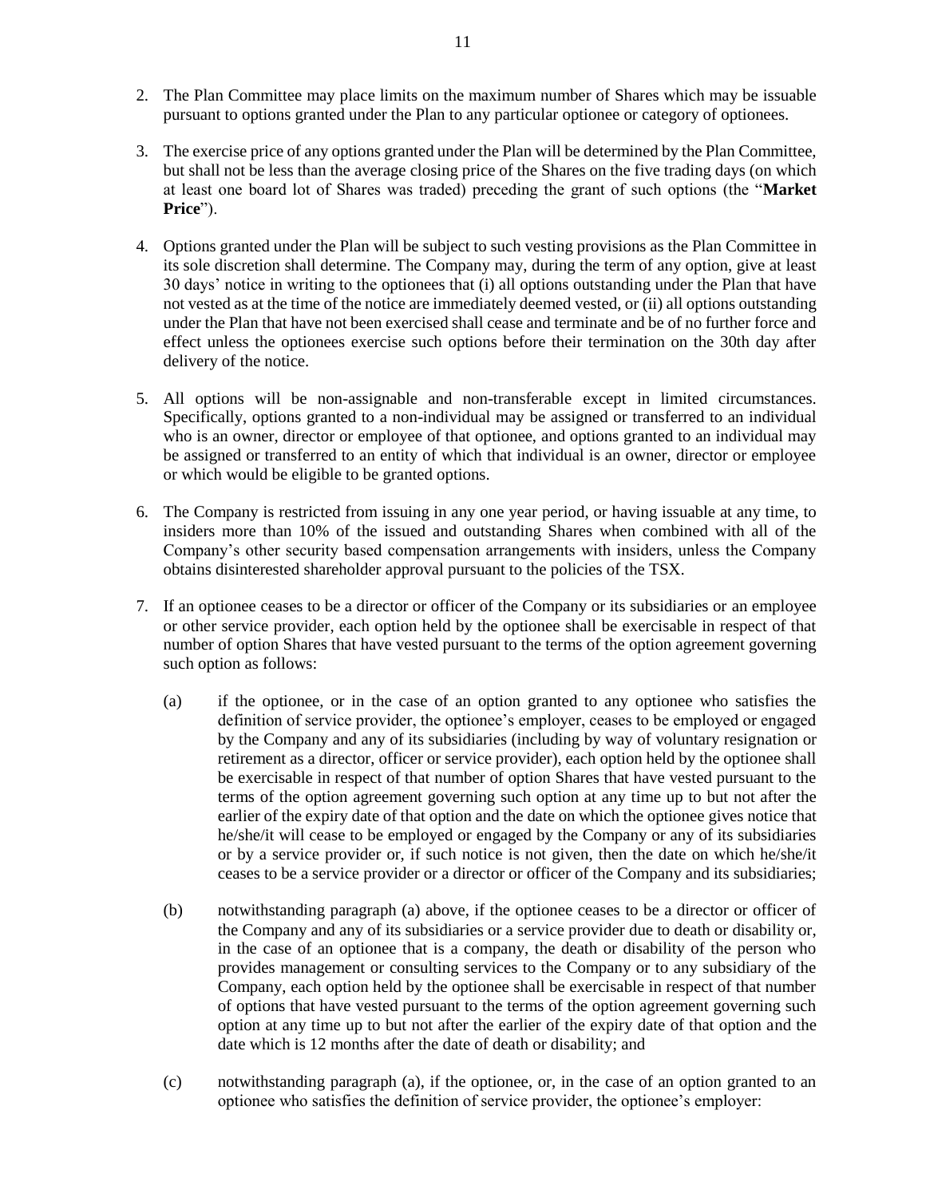2. The Plan Committee may place limits on the maximum number of Shares which may be issuable pursuant to options granted under the Plan to any particular optionee or category of optionees.

3. The exercise price of any options granted under the Plan will be determined by the Plan Committee, but shall not be less than the average closing price of the Shares on the five trading days (on which at least one board lot of Shares was traded) preceding the grant of such options (the "**Market Price**").

4. Options granted under the Plan will be subject to such vesting provisions as the Plan Committee in its sole discretion shall determine. The Company may, during the term of any option, give at least 30 days' notice in writing to the optionees that (i) all options outstanding under the Plan that have not vested as at the time of the notice are immediately deemed vested, or (ii) all options outstanding under the Plan that have not been exercised shall cease and terminate and be of no further force and effect unless the optionees exercise such options before their termination on the 30th day after delivery of the notice.

5. All options will be non-assignable and non-transferable except in limited circumstances. Specifically, options granted to a non-individual may be assigned or transferred to an individual who is an owner, director or employee of that optionee, and options granted to an individual may be assigned or transferred to an entity of which that individual is an owner, director or employee or which would be eligible to be granted options.

6. The Company is restricted from issuing in any one year period, or having issuable at any time, to insiders more than 10% of the issued and outstanding Shares when combined with all of the Company's other security based compensation arrangements with insiders, unless the Company obtains disinterested shareholder approval pursuant to the policies of the TSX.

7. If an optionee ceases to be a director or officer of the Company or its subsidiaries or an employee or other service provider, each option held by the optionee shall be exercisable in respect of that number of option Shares that have vested pursuant to the terms of the option agreement governing such option as follows:

   (a) if the optionee, or in the case of an option granted to any optionee who satisfies the definition of service provider, the optionee's employer, ceases to be employed or engaged by the Company and any of its subsidiaries (including by way of voluntary resignation or retirement as a director, officer or service provider), each option held by the optionee shall be exercisable in respect of that number of option Shares that have vested pursuant to the terms of the option agreement governing such option at any time up to but not after the earlier of the expiry date of that option and the date on which the optionee gives notice that he/she/it will cease to be employed or engaged by the Company or any of its subsidiaries or by a service provider or, if such notice is not given, then the date on which he/she/it ceases to be a service provider or a director or officer of the Company and its subsidiaries;

   (b) notwithstanding paragraph (a) above, if the optionee ceases to be a director or officer of the Company and any of its subsidiaries or a service provider due to death or disability or, in the case of an optionee that is a company, the death or disability of the person who provides management or consulting services to the Company or to any subsidiary of the Company, each option held by the optionee shall be exercisable in respect of that number of options that have vested pursuant to the terms of the option agreement governing such option at any time up to but not after the earlier of the expiry date of that option and the date which is 12 months after the date of death or disability; and

   (c) notwithstanding paragraph (a), if the optionee, or, in the case of an option granted to an optionee who satisfies the definition of service provider, the optionee's employer: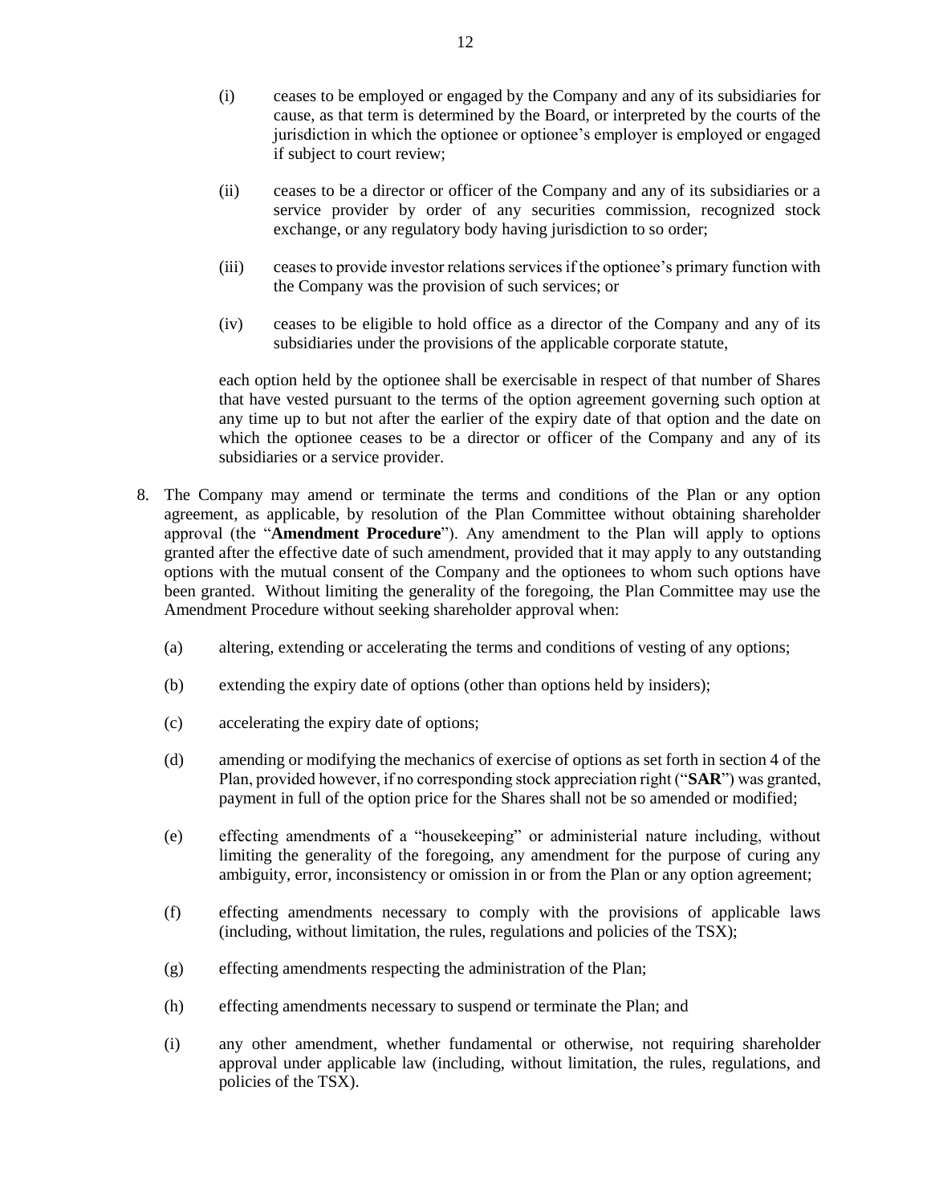(i) ceases to be employed or engaged by the Company and any of its subsidiaries for cause, as that term is determined by the Board, or interpreted by the courts of the jurisdiction in which the optionee or optionee's employer is employed or engaged if subject to court review;

(ii) ceases to be a director or officer of the Company and any of its subsidiaries or a service provider by order of any securities commission, recognized stock exchange, or any regulatory body having jurisdiction to so order;

(iii) ceases to provide investor relations services if the optionee's primary function with the Company was the provision of such services; or

(iv) ceases to be eligible to hold office as a director of the Company and any of its subsidiaries under the provisions of the applicable corporate statute,

each option held by the optionee shall be exercisable in respect of that number of Shares that have vested pursuant to the terms of the option agreement governing such option at any time up to but not after the earlier of the expiry date of that option and the date on which the optionee ceases to be a director or officer of the Company and any of its subsidiaries or a service provider.

8. The Company may amend or terminate the terms and conditions of the Plan or any option agreement, as applicable, by resolution of the Plan Committee without obtaining shareholder approval (the "**Amendment Procedure**"). Any amendment to the Plan will apply to options granted after the effective date of such amendment, provided that it may apply to any outstanding options with the mutual consent of the Company and the optionees to whom such options have been granted. Without limiting the generality of the foregoing, the Plan Committee may use the Amendment Procedure without seeking shareholder approval when:

   (a) altering, extending or accelerating the terms and conditions of vesting of any options;

   (b) extending the expiry date of options (other than options held by insiders);

   (c) accelerating the expiry date of options;

   (d) amending or modifying the mechanics of exercise of options as set forth in section 4 of the Plan, provided however, if no corresponding stock appreciation right ("**SAR**") was granted, payment in full of the option price for the Shares shall not be so amended or modified;

   (e) effecting amendments of a "housekeeping" or administerial nature including, without limiting the generality of the foregoing, any amendment for the purpose of curing any ambiguity, error, inconsistency or omission in or from the Plan or any option agreement;

   (f) effecting amendments necessary to comply with the provisions of applicable laws (including, without limitation, the rules, regulations and policies of the TSX);

   (g) effecting amendments respecting the administration of the Plan;

   (h) effecting amendments necessary to suspend or terminate the Plan; and

   (i) any other amendment, whether fundamental or otherwise, not requiring shareholder approval under applicable law (including, without limitation, the rules, regulations, and policies of the TSX).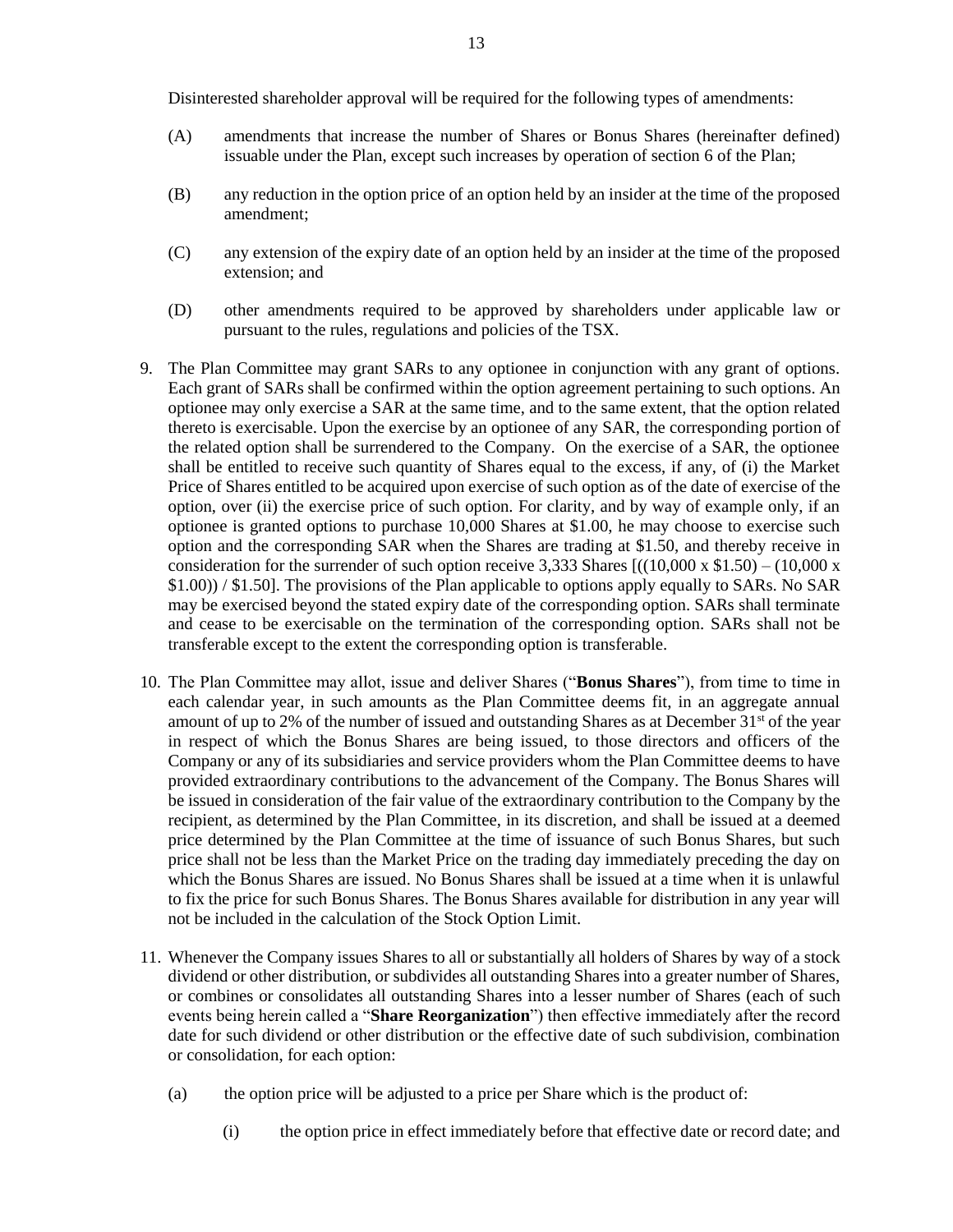Disinterested shareholder approval will be required for the following types of amendments:

(A) amendments that increase the number of Shares or Bonus Shares (hereinafter defined) issuable under the Plan, except such increases by operation of section 6 of the Plan;

(B) any reduction in the option price of an option held by an insider at the time of the proposed amendment;

(C) any extension of the expiry date of an option held by an insider at the time of the proposed extension; and

(D) other amendments required to be approved by shareholders under applicable law or pursuant to the rules, regulations and policies of the TSX.

9. The Plan Committee may grant SARs to any optionee in conjunction with any grant of options. Each grant of SARs shall be confirmed within the option agreement pertaining to such options. An optionee may only exercise a SAR at the same time, and to the same extent, that the option related thereto is exercisable. Upon the exercise by an optionee of any SAR, the corresponding portion of the related option shall be surrendered to the Company. On the exercise of a SAR, the optionee shall be entitled to receive such quantity of Shares equal to the excess, if any, of (i) the Market Price of Shares entitled to be acquired upon exercise of such option as of the date of exercise of the option, over (ii) the exercise price of such option. For clarity, and by way of example only, if an optionee is granted options to purchase 10,000 Shares at $1.00, he may choose to exercise such option and the corresponding SAR when the Shares are trading at $1.50, and thereby receive in consideration for the surrender of such option receive 3,333 Shares [((10,000 x $1.50) – (10,000 x $1.00)) / $1.50]. The provisions of the Plan applicable to options apply equally to SARs. No SAR may be exercised beyond the stated expiry date of the corresponding option. SARs shall terminate and cease to be exercisable on the termination of the corresponding option. SARs shall not be transferable except to the extent the corresponding option is transferable.

10. The Plan Committee may allot, issue and deliver Shares ("**Bonus Shares**"), from time to time in each calendar year, in such amounts as the Plan Committee deems fit, in an aggregate annual amount of up to 2% of the number of issued and outstanding Shares as at December 31st of the year in respect of which the Bonus Shares are being issued, to those directors and officers of the Company or any of its subsidiaries and service providers whom the Plan Committee deems to have provided extraordinary contributions to the advancement of the Company. The Bonus Shares will be issued in consideration of the fair value of the extraordinary contribution to the Company by the recipient, as determined by the Plan Committee, in its discretion, and shall be issued at a deemed price determined by the Plan Committee at the time of issuance of such Bonus Shares, but such price shall not be less than the Market Price on the trading day immediately preceding the day on which the Bonus Shares are issued. No Bonus Shares shall be issued at a time when it is unlawful to fix the price for such Bonus Shares. The Bonus Shares available for distribution in any year will not be included in the calculation of the Stock Option Limit.

11. Whenever the Company issues Shares to all or substantially all holders of Shares by way of a stock dividend or other distribution, or subdivides all outstanding Shares into a greater number of Shares, or combines or consolidates all outstanding Shares into a lesser number of Shares (each of such events being herein called a "**Share Reorganization**") then effective immediately after the record date for such dividend or other distribution or the effective date of such subdivision, combination or consolidation, for each option:

   (a) the option price will be adjusted to a price per Share which is the product of:

      (i) the option price in effect immediately before that effective date or record date; and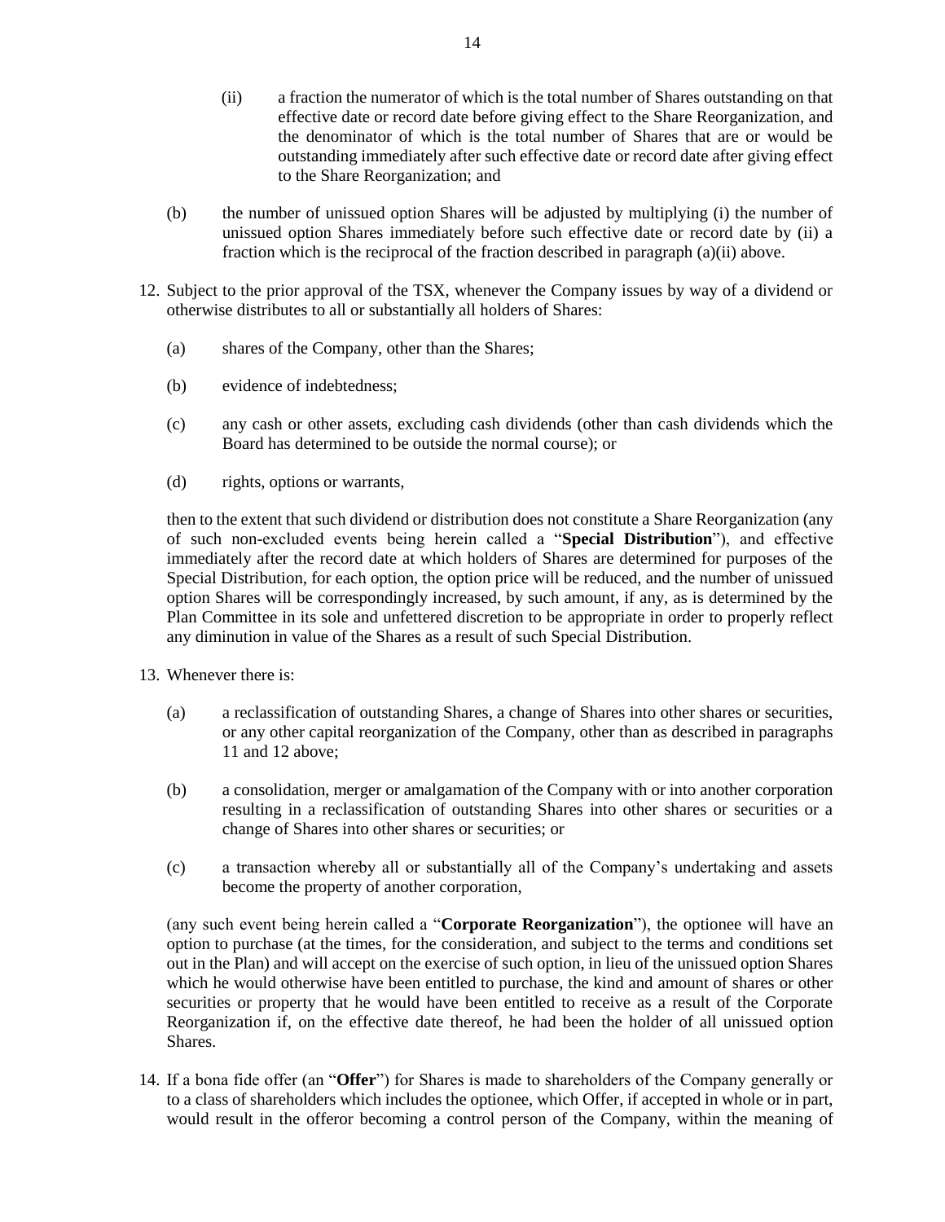(ii) a fraction the numerator of which is the total number of Shares outstanding on that effective date or record date before giving effect to the Share Reorganization, and the denominator of which is the total number of Shares that are or would be outstanding immediately after such effective date or record date after giving effect to the Share Reorganization; and

(b) the number of unissued option Shares will be adjusted by multiplying (i) the number of unissued option Shares immediately before such effective date or record date by (ii) a fraction which is the reciprocal of the fraction described in paragraph (a)(ii) above.

12. Subject to the prior approval of the TSX, whenever the Company issues by way of a dividend or otherwise distributes to all or substantially all holders of Shares:

    (a) shares of the Company, other than the Shares;

    (b) evidence of indebtedness;

    (c) any cash or other assets, excluding cash dividends (other than cash dividends which the Board has determined to be outside the normal course); or

    (d) rights, options or warrants,

    then to the extent that such dividend or distribution does not constitute a Share Reorganization (any of such non-excluded events being herein called a "**Special Distribution**"), and effective immediately after the record date at which holders of Shares are determined for purposes of the Special Distribution, for each option, the option price will be reduced, and the number of unissued option Shares will be correspondingly increased, by such amount, if any, as is determined by the Plan Committee in its sole and unfettered discretion to be appropriate in order to properly reflect any diminution in value of the Shares as a result of such Special Distribution.

13. Whenever there is:

    (a) a reclassification of outstanding Shares, a change of Shares into other shares or securities, or any other capital reorganization of the Company, other than as described in paragraphs 11 and 12 above;

    (b) a consolidation, merger or amalgamation of the Company with or into another corporation resulting in a reclassification of outstanding Shares into other shares or securities or a change of Shares into other shares or securities; or

    (c) a transaction whereby all or substantially all of the Company's undertaking and assets become the property of another corporation,

    (any such event being herein called a "**Corporate Reorganization**"), the optionee will have an option to purchase (at the times, for the consideration, and subject to the terms and conditions set out in the Plan) and will accept on the exercise of such option, in lieu of the unissued option Shares which he would otherwise have been entitled to purchase, the kind and amount of shares or other securities or property that he would have been entitled to receive as a result of the Corporate Reorganization if, on the effective date thereof, he had been the holder of all unissued option Shares.

14. If a bona fide offer (an "**Offer**") for Shares is made to shareholders of the Company generally or to a class of shareholders which includes the optionee, which Offer, if accepted in whole or in part, would result in the offeror becoming a control person of the Company, within the meaning of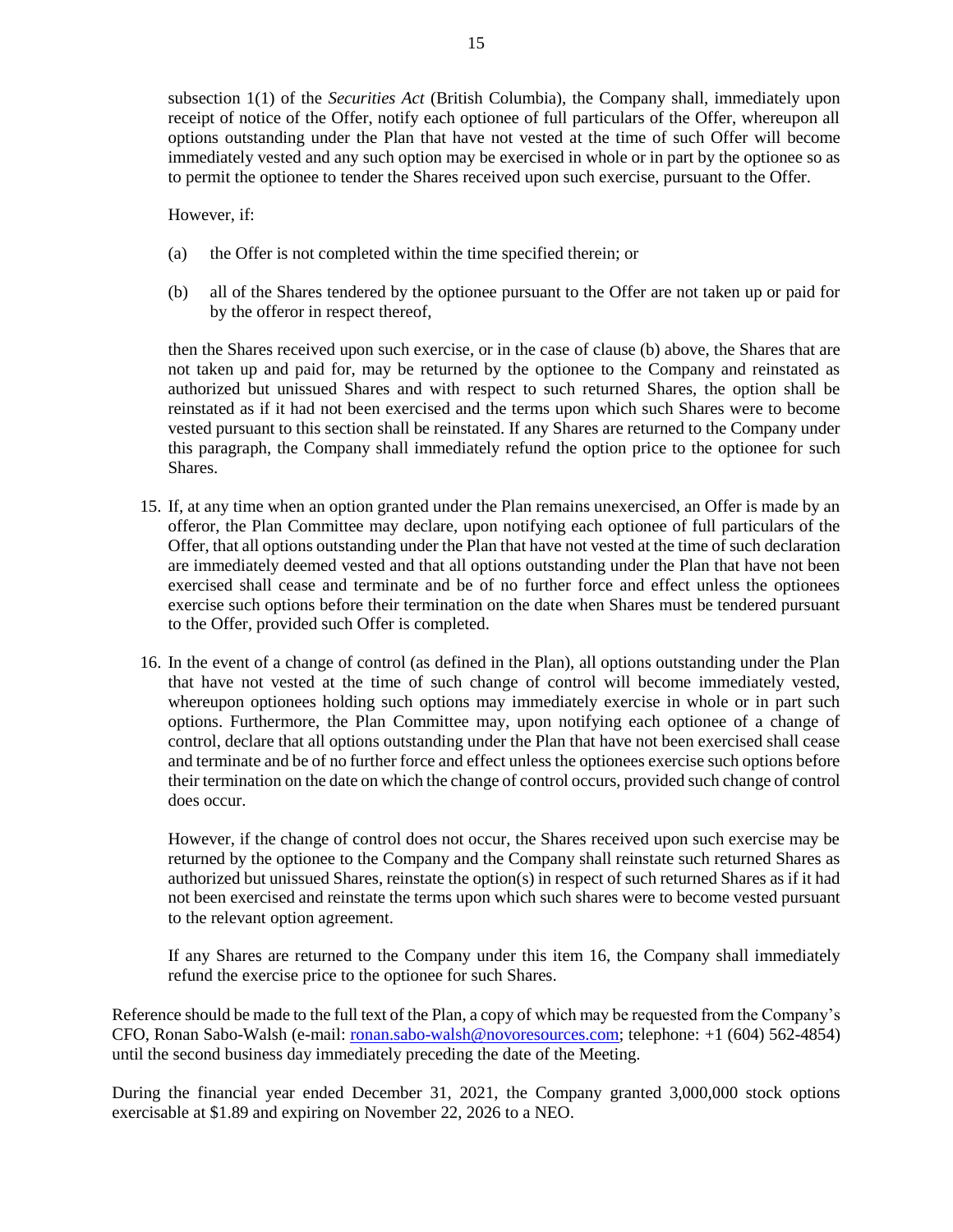subsection 1(1) of the *Securities Act* (British Columbia), the Company shall, immediately upon receipt of notice of the Offer, notify each optionee of full particulars of the Offer, whereupon all options outstanding under the Plan that have not vested at the time of such Offer will become immediately vested and any such option may be exercised in whole or in part by the optionee so as to permit the optionee to tender the Shares received upon such exercise, pursuant to the Offer.

However, if:

(a) the Offer is not completed within the time specified therein; or

(b) all of the Shares tendered by the optionee pursuant to the Offer are not taken up or paid for by the offeror in respect thereof,

then the Shares received upon such exercise, or in the case of clause (b) above, the Shares that are not taken up and paid for, may be returned by the optionee to the Company and reinstated as authorized but unissued Shares and with respect to such returned Shares, the option shall be reinstated as if it had not been exercised and the terms upon which such Shares were to become vested pursuant to this section shall be reinstated. If any Shares are returned to the Company under this paragraph, the Company shall immediately refund the option price to the optionee for such Shares.

15. If, at any time when an option granted under the Plan remains unexercised, an Offer is made by an offeror, the Plan Committee may declare, upon notifying each optionee of full particulars of the Offer, that all options outstanding under the Plan that have not vested at the time of such declaration are immediately deemed vested and that all options outstanding under the Plan that have not been exercised shall cease and terminate and be of no further force and effect unless the optionees exercise such options before their termination on the date when Shares must be tendered pursuant to the Offer, provided such Offer is completed.

16. In the event of a change of control (as defined in the Plan), all options outstanding under the Plan that have not vested at the time of such change of control will become immediately vested, whereupon optionees holding such options may immediately exercise in whole or in part such options. Furthermore, the Plan Committee may, upon notifying each optionee of a change of control, declare that all options outstanding under the Plan that have not been exercised shall cease and terminate and be of no further force and effect unless the optionees exercise such options before their termination on the date on which the change of control occurs, provided such change of control does occur.

    However, if the change of control does not occur, the Shares received upon such exercise may be returned by the optionee to the Company and the Company shall reinstate such returned Shares as authorized but unissued Shares, reinstate the option(s) in respect of such returned Shares as if it had not been exercised and reinstate the terms upon which such shares were to become vested pursuant to the relevant option agreement.

    If any Shares are returned to the Company under this item 16, the Company shall immediately refund the exercise price to the optionee for such Shares.

Reference should be made to the full text of the Plan, a copy of which may be requested from the Company's CFO, Ronan Sabo-Walsh (e-mail: ronan.sabo-walsh@novoresources.com; telephone: +1 (604) 562-4854) until the second business day immediately preceding the date of the Meeting.

During the financial year ended December 31, 2021, the Company granted 3,000,000 stock options exercisable at $1.89 and expiring on November 22, 2026 to a NEO.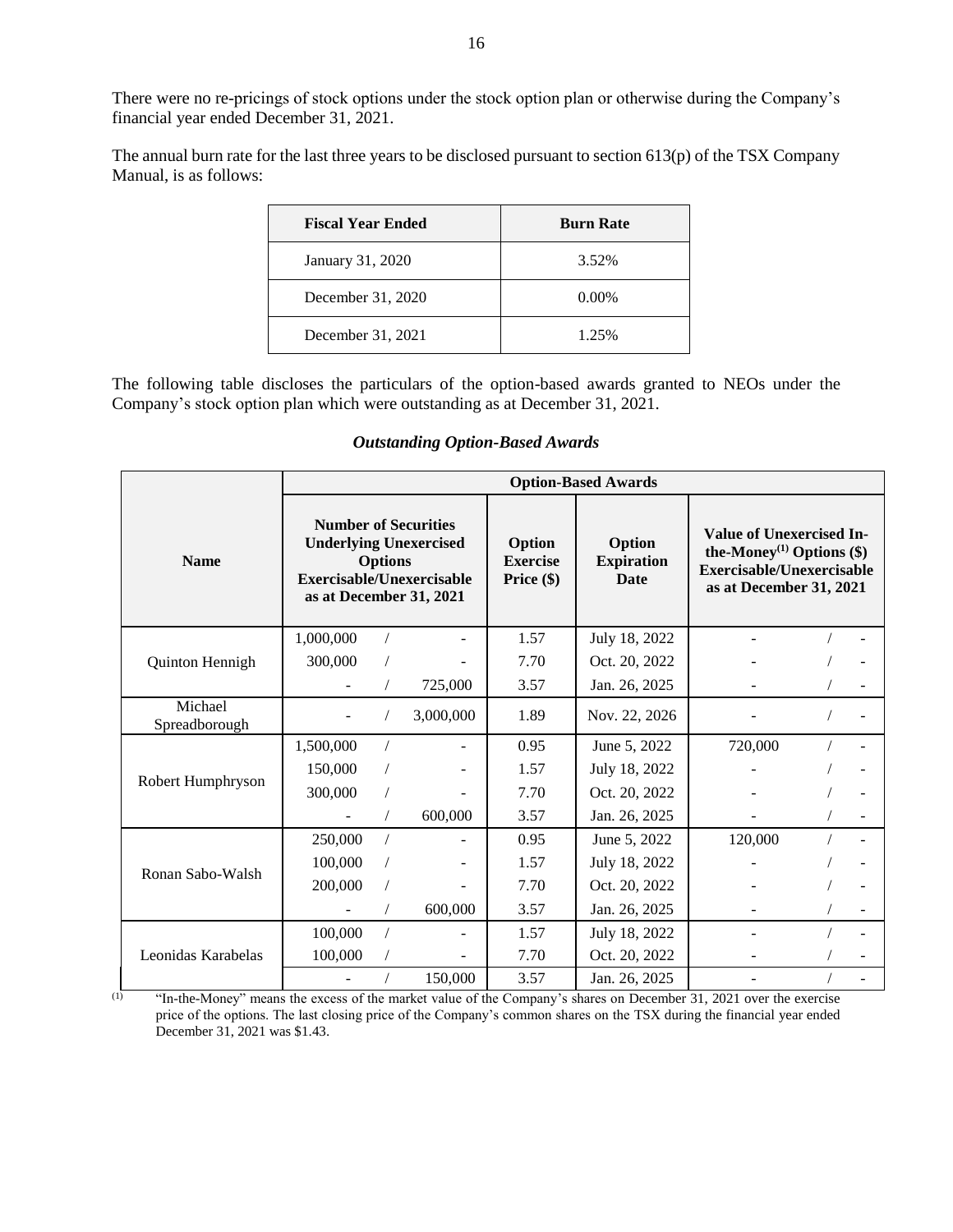There were no re-pricings of stock options under the stock option plan or otherwise during the Company's financial year ended December 31, 2021.

The annual burn rate for the last three years to be disclosed pursuant to section 613(p) of the TSX Company Manual, is as follows:

| Fiscal Year Ended | Burn Rate |
| --- | --- |
| January 31, 2020 | 3.52% |
| December 31, 2020 | 0.00% |
| December 31, 2021 | 1.25% |

The following table discloses the particulars of the option-based awards granted to NEOs under the Company's stock option plan which were outstanding as at December 31, 2021.

***Outstanding Option-Based Awards***

| Name | Option-Based Awards | | | |
| --- | --- | --- | --- | --- |
| | Number of Securities Underlying Unexercised Options Exercisable/Unexercisable as at December 31, 2021 | Option Exercise Price ($) | Option Expiration Date | Value of Unexercised In-the-Money[(1)] Options ($) Exercisable/Unexercisable as at December 31, 2021 |
| Quinton Hennigh | 1,000,000 / - | 1.57 | July 18, 2022 | - / - |
| | 300,000 / - | 7.70 | Oct. 20, 2022 | - / - |
| | - / 725,000 | 3.57 | Jan. 26, 2025 | - / - |
| Michael Spreadborough | - / 3,000,000 | 1.89 | Nov. 22, 2026 | - / - |
| Robert Humphryson | 1,500,000 / - | 0.95 | June 5, 2022 | 720,000 / - |
| | 150,000 / - | 1.57 | July 18, 2022 | - / - |
| | 300,000 / - | 7.70 | Oct. 20, 2022 | - / - |
| | - / 600,000 | 3.57 | Jan. 26, 2025 | - / - |
| Ronan Sabo-Walsh | 250,000 / - | 0.95 | June 5, 2022 | 120,000 / - |
| | 100,000 / - | 1.57 | July 18, 2022 | - / - |
| | 200,000 / - | 7.70 | Oct. 20, 2022 | - / - |
| | - / 600,000 | 3.57 | Jan. 26, 2025 | - / - |
| Leonidas Karabelas | 100,000 / - | 1.57 | July 18, 2022 | - / - |
| | 100,000 / - | 7.70 | Oct. 20, 2022 | - / - |
| | - / 150,000 | 3.57 | Jan. 26, 2025 | - / - |

(1) "In-the-Money" means the excess of the market value of the Company's shares on December 31, 2021 over the exercise price of the options. The last closing price of the Company's common shares on the TSX during the financial year ended December 31, 2021 was $1.43.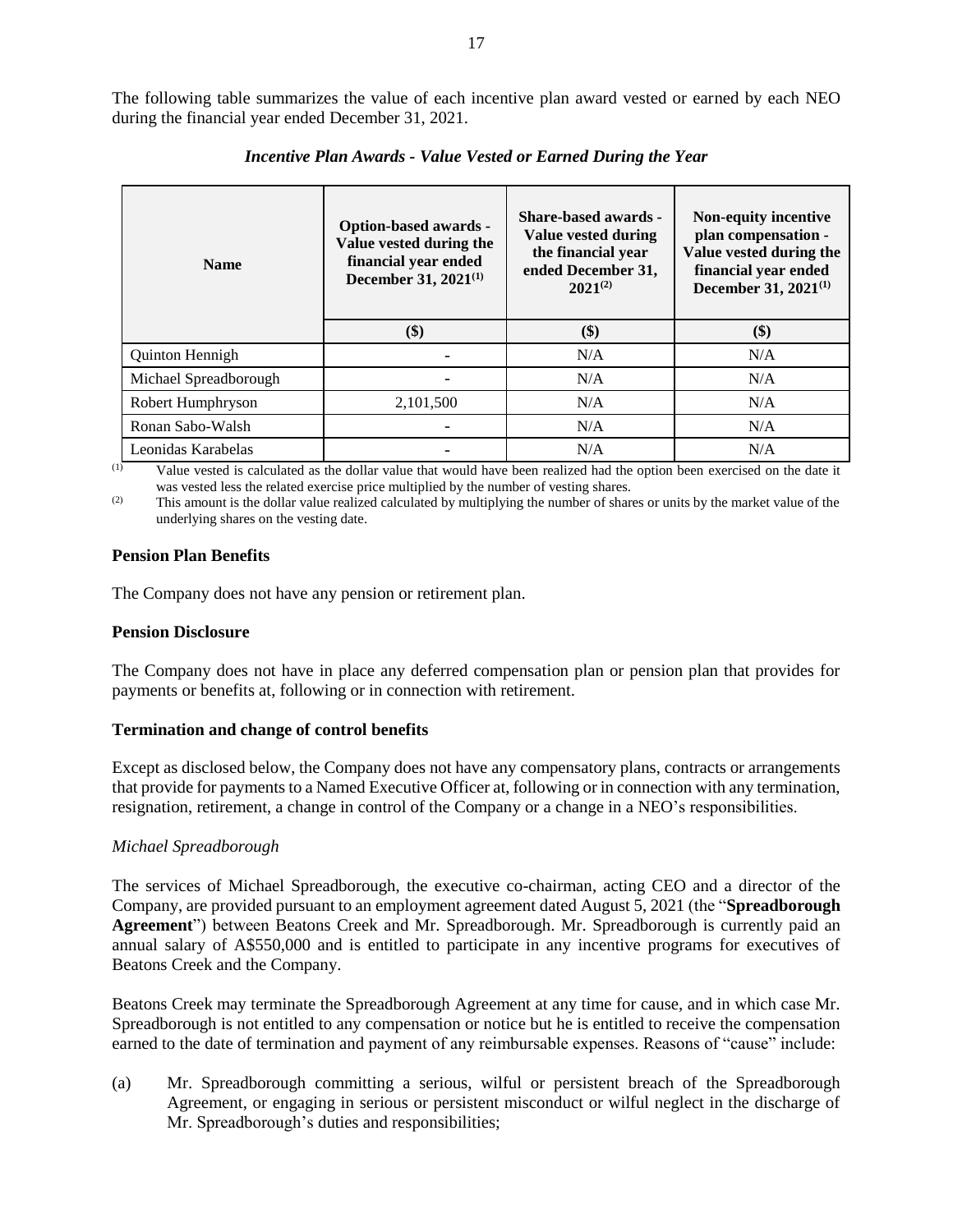The following table summarizes the value of each incentive plan award vested or earned by each NEO during the financial year ended December 31, 2021.

*Incentive Plan Awards - Value Vested or Earned During the Year*

| Name | Option-based awards - Value vested during the financial year ended December 31, 2021[(1)] | Share-based awards - Value vested during the financial year ended December 31, 2021[(2)] | Non-equity incentive plan compensation - Value vested during the financial year ended December 31, 2021[(1)] |
|---|---|---|---|
| | ($) | ($) | ($) |
| Quinton Hennigh | - | N/A | N/A |
| Michael Spreadborough | - | N/A | N/A |
| Robert Humphryson | 2,101,500 | N/A | N/A |
| Ronan Sabo-Walsh | - | N/A | N/A |
| Leonidas Karabelas | - | N/A | N/A |

(1) Value vested is calculated as the dollar value that would have been realized had the option been exercised on the date it was vested less the related exercise price multiplied by the number of vesting shares.

(2) This amount is the dollar value realized calculated by multiplying the number of shares or units by the market value of the underlying shares on the vesting date.

**Pension Plan Benefits**

The Company does not have any pension or retirement plan.

**Pension Disclosure**

The Company does not have in place any deferred compensation plan or pension plan that provides for payments or benefits at, following or in connection with retirement.

**Termination and change of control benefits**

Except as disclosed below, the Company does not have any compensatory plans, contracts or arrangements that provide for payments to a Named Executive Officer at, following or in connection with any termination, resignation, retirement, a change in control of the Company or a change in a NEO's responsibilities.

*Michael Spreadborough*

The services of Michael Spreadborough, the executive co-chairman, acting CEO and a director of the Company, are provided pursuant to an employment agreement dated August 5, 2021 (the "**Spreadborough Agreement**") between Beatons Creek and Mr. Spreadborough. Mr. Spreadborough is currently paid an annual salary of A$550,000 and is entitled to participate in any incentive programs for executives of Beatons Creek and the Company.

Beatons Creek may terminate the Spreadborough Agreement at any time for cause, and in which case Mr. Spreadborough is not entitled to any compensation or notice but he is entitled to receive the compensation earned to the date of termination and payment of any reimbursable expenses. Reasons of "cause" include:

(a) Mr. Spreadborough committing a serious, wilful or persistent breach of the Spreadborough Agreement, or engaging in serious or persistent misconduct or wilful neglect in the discharge of Mr. Spreadborough's duties and responsibilities;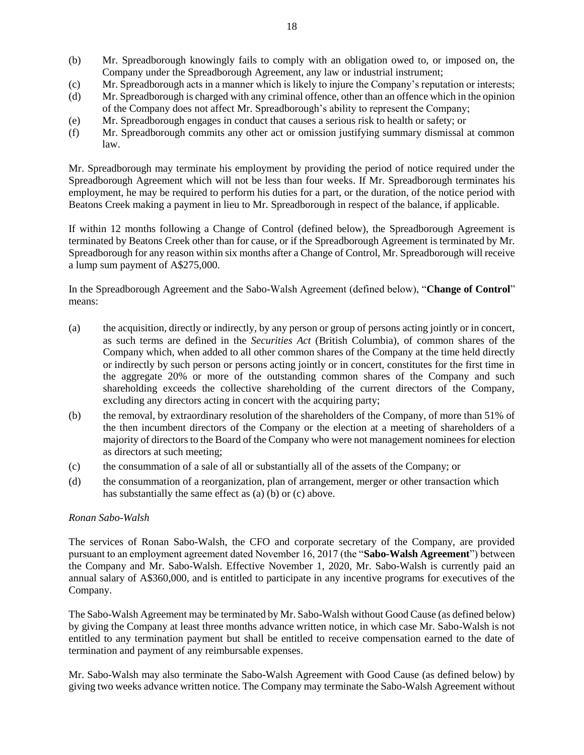(b) Mr. Spreadborough knowingly fails to comply with an obligation owed to, or imposed on, the Company under the Spreadborough Agreement, any law or industrial instrument;

(c) Mr. Spreadborough acts in a manner which is likely to injure the Company's reputation or interests;

(d) Mr. Spreadborough is charged with any criminal offence, other than an offence which in the opinion of the Company does not affect Mr. Spreadborough's ability to represent the Company;

(e) Mr. Spreadborough engages in conduct that causes a serious risk to health or safety; or

(f) Mr. Spreadborough commits any other act or omission justifying summary dismissal at common law.

Mr. Spreadborough may terminate his employment by providing the period of notice required under the Spreadborough Agreement which will not be less than four weeks. If Mr. Spreadborough terminates his employment, he may be required to perform his duties for a part, or the duration, of the notice period with Beatons Creek making a payment in lieu to Mr. Spreadborough in respect of the balance, if applicable.

If within 12 months following a Change of Control (defined below), the Spreadborough Agreement is terminated by Beatons Creek other than for cause, or if the Spreadborough Agreement is terminated by Mr. Spreadborough for any reason within six months after a Change of Control, Mr. Spreadborough will receive a lump sum payment of A$275,000.

In the Spreadborough Agreement and the Sabo-Walsh Agreement (defined below), "**Change of Control**" means:

(a) the acquisition, directly or indirectly, by any person or group of persons acting jointly or in concert, as such terms are defined in the *Securities Act* (British Columbia), of common shares of the Company which, when added to all other common shares of the Company at the time held directly or indirectly by such person or persons acting jointly or in concert, constitutes for the first time in the aggregate 20% or more of the outstanding common shares of the Company and such shareholding exceeds the collective shareholding of the current directors of the Company, excluding any directors acting in concert with the acquiring party;

(b) the removal, by extraordinary resolution of the shareholders of the Company, of more than 51% of the then incumbent directors of the Company or the election at a meeting of shareholders of a majority of directors to the Board of the Company who were not management nominees for election as directors at such meeting;

(c) the consummation of a sale of all or substantially all of the assets of the Company; or

(d) the consummation of a reorganization, plan of arrangement, merger or other transaction which has substantially the same effect as (a) (b) or (c) above.

*Ronan Sabo-Walsh*

The services of Ronan Sabo-Walsh, the CFO and corporate secretary of the Company, are provided pursuant to an employment agreement dated November 16, 2017 (the "**Sabo-Walsh Agreement**") between the Company and Mr. Sabo-Walsh. Effective November 1, 2020, Mr. Sabo-Walsh is currently paid an annual salary of A$360,000, and is entitled to participate in any incentive programs for executives of the Company.

The Sabo-Walsh Agreement may be terminated by Mr. Sabo-Walsh without Good Cause (as defined below) by giving the Company at least three months advance written notice, in which case Mr. Sabo-Walsh is not entitled to any termination payment but shall be entitled to receive compensation earned to the date of termination and payment of any reimbursable expenses.

Mr. Sabo-Walsh may also terminate the Sabo-Walsh Agreement with Good Cause (as defined below) by giving two weeks advance written notice. The Company may terminate the Sabo-Walsh Agreement without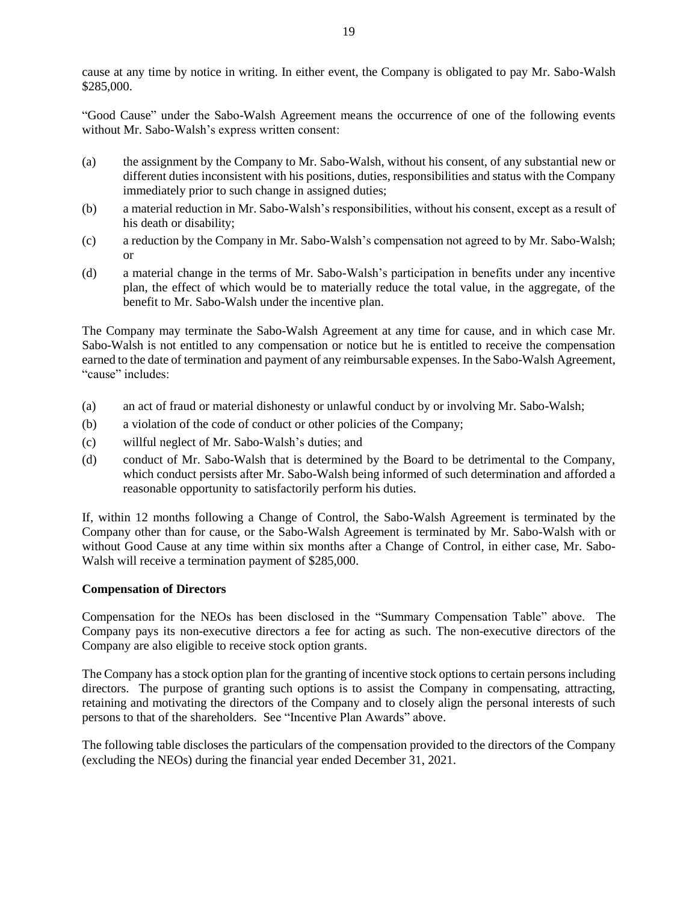cause at any time by notice in writing. In either event, the Company is obligated to pay Mr. Sabo-Walsh $285,000.

"Good Cause" under the Sabo-Walsh Agreement means the occurrence of one of the following events without Mr. Sabo-Walsh's express written consent:

(a) the assignment by the Company to Mr. Sabo-Walsh, without his consent, of any substantial new or different duties inconsistent with his positions, duties, responsibilities and status with the Company immediately prior to such change in assigned duties;

(b) a material reduction in Mr. Sabo-Walsh's responsibilities, without his consent, except as a result of his death or disability;

(c) a reduction by the Company in Mr. Sabo-Walsh's compensation not agreed to by Mr. Sabo-Walsh; or

(d) a material change in the terms of Mr. Sabo-Walsh's participation in benefits under any incentive plan, the effect of which would be to materially reduce the total value, in the aggregate, of the benefit to Mr. Sabo-Walsh under the incentive plan.

The Company may terminate the Sabo-Walsh Agreement at any time for cause, and in which case Mr. Sabo-Walsh is not entitled to any compensation or notice but he is entitled to receive the compensation earned to the date of termination and payment of any reimbursable expenses. In the Sabo-Walsh Agreement, "cause" includes:

(a) an act of fraud or material dishonesty or unlawful conduct by or involving Mr. Sabo-Walsh;

(b) a violation of the code of conduct or other policies of the Company;

(c) willful neglect of Mr. Sabo-Walsh's duties; and

(d) conduct of Mr. Sabo-Walsh that is determined by the Board to be detrimental to the Company, which conduct persists after Mr. Sabo-Walsh being informed of such determination and afforded a reasonable opportunity to satisfactorily perform his duties.

If, within 12 months following a Change of Control, the Sabo-Walsh Agreement is terminated by the Company other than for cause, or the Sabo-Walsh Agreement is terminated by Mr. Sabo-Walsh with or without Good Cause at any time within six months after a Change of Control, in either case, Mr. Sabo-Walsh will receive a termination payment of $285,000.

**Compensation of Directors**

Compensation for the NEOs has been disclosed in the "Summary Compensation Table" above. The Company pays its non-executive directors a fee for acting as such. The non-executive directors of the Company are also eligible to receive stock option grants.

The Company has a stock option plan for the granting of incentive stock options to certain persons including directors. The purpose of granting such options is to assist the Company in compensating, attracting, retaining and motivating the directors of the Company and to closely align the personal interests of such persons to that of the shareholders. See "Incentive Plan Awards" above.

The following table discloses the particulars of the compensation provided to the directors of the Company (excluding the NEOs) during the financial year ended December 31, 2021.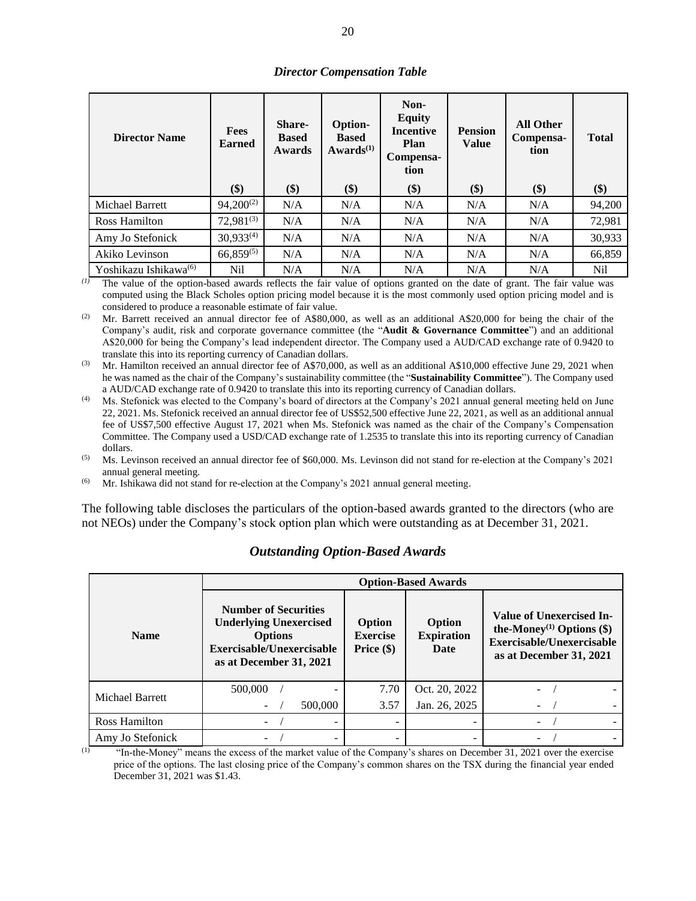*Director Compensation Table*

| Director Name | Fees Earned ($) | Share-Based Awards ($) | Option-Based Awards[(1)] ($) | Non-Equity Incentive Plan Compensation ($) | Pension Value ($) | All Other Compensation ($) | Total ($) |
|---|---|---|---|---|---|---|---|
| Michael Barrett | 94,200[(2)] | N/A | N/A | N/A | N/A | N/A | 94,200 |
| Ross Hamilton | 72,981[(3)] | N/A | N/A | N/A | N/A | N/A | 72,981 |
| Amy Jo Stefonick | 30,933[(4)] | N/A | N/A | N/A | N/A | N/A | 30,933 |
| Akiko Levinson | 66,859[(5)] | N/A | N/A | N/A | N/A | N/A | 66,859 |
| Yoshikazu Ishikawa[(6)] | Nil | N/A | N/A | N/A | N/A | N/A | Nil |

*(1)* The value of the option-based awards reflects the fair value of options granted on the date of grant. The fair value was computed using the Black Scholes option pricing model because it is the most commonly used option pricing model and is considered to produce a reasonable estimate of fair value.

(2) Mr. Barrett received an annual director fee of A$80,000, as well as an additional A$20,000 for being the chair of the Company's audit, risk and corporate governance committee (the "**Audit & Governance Committee**") and an additional A$20,000 for being the Company's lead independent director. The Company used a AUD/CAD exchange rate of 0.9420 to translate this into its reporting currency of Canadian dollars.

(3) Mr. Hamilton received an annual director fee of A$70,000, as well as an additional A$10,000 effective June 29, 2021 when he was named as the chair of the Company's sustainability committee (the "**Sustainability Committee**"). The Company used a AUD/CAD exchange rate of 0.9420 to translate this into its reporting currency of Canadian dollars.

(4) Ms. Stefonick was elected to the Company's board of directors at the Company's 2021 annual general meeting held on June 22, 2021. Ms. Stefonick received an annual director fee of US$52,500 effective June 22, 2021, as well as an additional annual fee of US$7,500 effective August 17, 2021 when Ms. Stefonick was named as the chair of the Company's Compensation Committee. The Company used a USD/CAD exchange rate of 1.2535 to translate this into its reporting currency of Canadian dollars.

(5) Ms. Levinson received an annual director fee of $60,000. Ms. Levinson did not stand for re-election at the Company's 2021 annual general meeting.

(6) Mr. Ishikawa did not stand for re-election at the Company's 2021 annual general meeting.

The following table discloses the particulars of the option-based awards granted to the directors (who are not NEOs) under the Company's stock option plan which were outstanding as at December 31, 2021.

## *Outstanding Option-Based Awards*

| Name | Option-Based Awards | | | |
|---|---|---|---|---|
| | **Number of Securities Underlying Unexercised Options Exercisable/Unexercisable as at December 31, 2021** | **Option Exercise Price ($)** | **Option Expiration Date** | **Value of Unexercised In-the-Money[(1)] Options ($) Exercisable/Unexercisable as at December 31, 2021** |
| Michael Barrett | 500,000 / - | 7.70 | Oct. 20, 2022 | - / - |
| | - / 500,000 | 3.57 | Jan. 26, 2025 | - / - |
| Ross Hamilton | - / - | - | - | - / - |
| Amy Jo Stefonick | - / - | - | - | - / - |

(1) "In-the-Money" means the excess of the market value of the Company's shares on December 31, 2021 over the exercise price of the options. The last closing price of the Company's common shares on the TSX during the financial year ended December 31, 2021 was $1.43.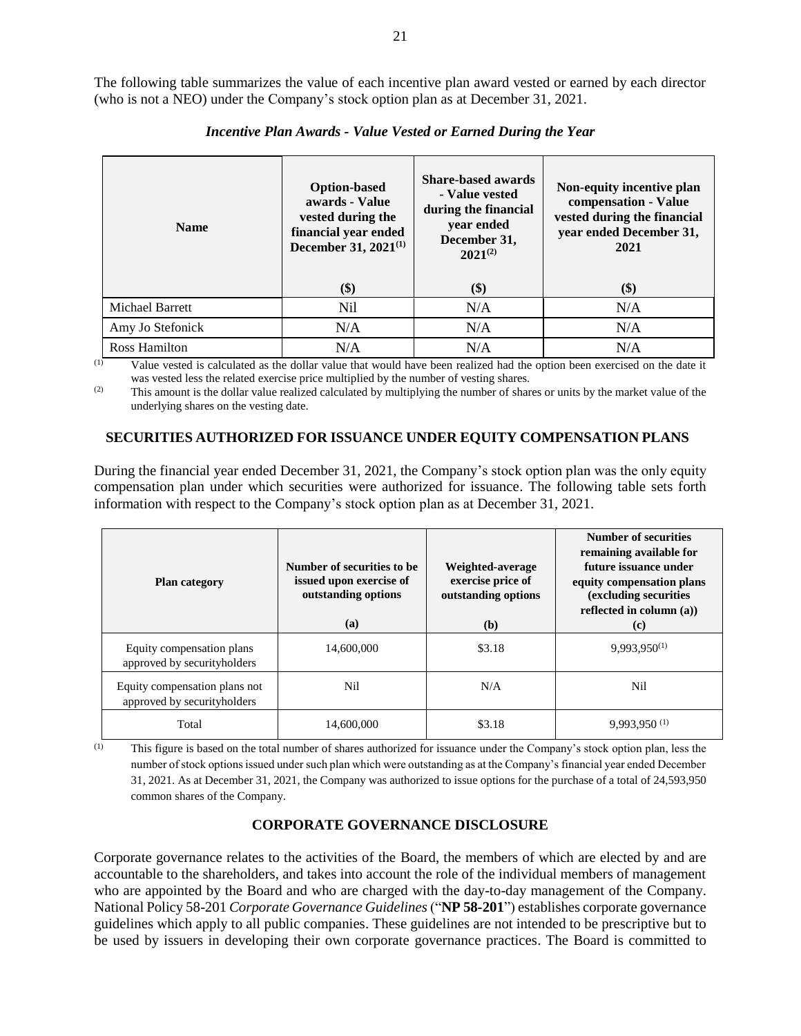The following table summarizes the value of each incentive plan award vested or earned by each director (who is not a NEO) under the Company's stock option plan as at December 31, 2021.

*Incentive Plan Awards - Value Vested or Earned During the Year*

| Name | Option-based awards - Value vested during the financial year ended December 31, 2021[(1)] ($) | Share-based awards - Value vested during the financial year ended December 31, 2021[(2)] ($) | Non-equity incentive plan compensation - Value vested during the financial year ended December 31, 2021 ($) |
|---|---|---|---|
| Michael Barrett | Nil | N/A | N/A |
| Amy Jo Stefonick | N/A | N/A | N/A |
| Ross Hamilton | N/A | N/A | N/A |

(1) Value vested is calculated as the dollar value that would have been realized had the option been exercised on the date it was vested less the related exercise price multiplied by the number of vesting shares.

(2) This amount is the dollar value realized calculated by multiplying the number of shares or units by the market value of the underlying shares on the vesting date.

## SECURITIES AUTHORIZED FOR ISSUANCE UNDER EQUITY COMPENSATION PLANS

During the financial year ended December 31, 2021, the Company's stock option plan was the only equity compensation plan under which securities were authorized for issuance. The following table sets forth information with respect to the Company's stock option plan as at December 31, 2021.

| Plan category | Number of securities to be issued upon exercise of outstanding options (a) | Weighted-average exercise price of outstanding options (b) | Number of securities remaining available for future issuance under equity compensation plans (excluding securities reflected in column (a)) (c) |
|---|---|---|---|
| Equity compensation plans approved by securityholders | 14,600,000 | $3.18 | 9,993,950[(1)] |
| Equity compensation plans not approved by securityholders | Nil | N/A | Nil |
| Total | 14,600,000 | $3.18 | 9,993,950 [(1)] |

(1) This figure is based on the total number of shares authorized for issuance under the Company's stock option plan, less the number of stock options issued under such plan which were outstanding as at the Company's financial year ended December 31, 2021. As at December 31, 2021, the Company was authorized to issue options for the purchase of a total of 24,593,950 common shares of the Company.

## CORPORATE GOVERNANCE DISCLOSURE

Corporate governance relates to the activities of the Board, the members of which are elected by and are accountable to the shareholders, and takes into account the role of the individual members of management who are appointed by the Board and who are charged with the day-to-day management of the Company. National Policy 58-201 *Corporate Governance Guidelines* ("**NP 58-201**") establishes corporate governance guidelines which apply to all public companies. These guidelines are not intended to be prescriptive but to be used by issuers in developing their own corporate governance practices. The Board is committed to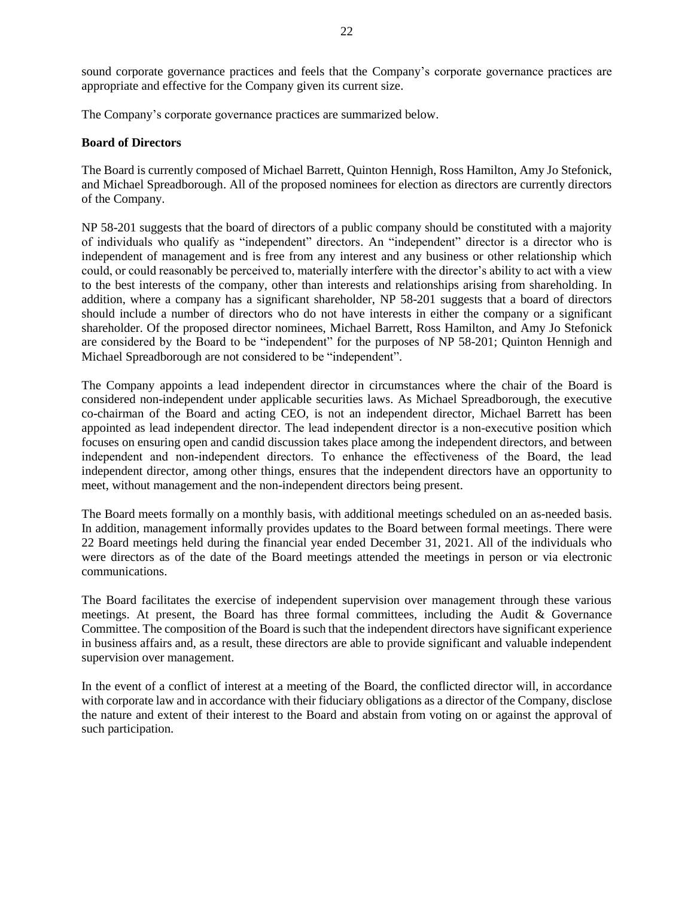sound corporate governance practices and feels that the Company's corporate governance practices are appropriate and effective for the Company given its current size.

The Company's corporate governance practices are summarized below.

**Board of Directors**

The Board is currently composed of Michael Barrett, Quinton Hennigh, Ross Hamilton, Amy Jo Stefonick, and Michael Spreadborough. All of the proposed nominees for election as directors are currently directors of the Company.

NP 58-201 suggests that the board of directors of a public company should be constituted with a majority of individuals who qualify as "independent" directors. An "independent" director is a director who is independent of management and is free from any interest and any business or other relationship which could, or could reasonably be perceived to, materially interfere with the director's ability to act with a view to the best interests of the company, other than interests and relationships arising from shareholding. In addition, where a company has a significant shareholder, NP 58-201 suggests that a board of directors should include a number of directors who do not have interests in either the company or a significant shareholder. Of the proposed director nominees, Michael Barrett, Ross Hamilton, and Amy Jo Stefonick are considered by the Board to be "independent" for the purposes of NP 58-201; Quinton Hennigh and Michael Spreadborough are not considered to be "independent".

The Company appoints a lead independent director in circumstances where the chair of the Board is considered non-independent under applicable securities laws. As Michael Spreadborough, the executive co-chairman of the Board and acting CEO, is not an independent director, Michael Barrett has been appointed as lead independent director. The lead independent director is a non-executive position which focuses on ensuring open and candid discussion takes place among the independent directors, and between independent and non-independent directors. To enhance the effectiveness of the Board, the lead independent director, among other things, ensures that the independent directors have an opportunity to meet, without management and the non-independent directors being present.

The Board meets formally on a monthly basis, with additional meetings scheduled on an as-needed basis. In addition, management informally provides updates to the Board between formal meetings. There were 22 Board meetings held during the financial year ended December 31, 2021. All of the individuals who were directors as of the date of the Board meetings attended the meetings in person or via electronic communications.

The Board facilitates the exercise of independent supervision over management through these various meetings. At present, the Board has three formal committees, including the Audit & Governance Committee. The composition of the Board is such that the independent directors have significant experience in business affairs and, as a result, these directors are able to provide significant and valuable independent supervision over management.

In the event of a conflict of interest at a meeting of the Board, the conflicted director will, in accordance with corporate law and in accordance with their fiduciary obligations as a director of the Company, disclose the nature and extent of their interest to the Board and abstain from voting on or against the approval of such participation.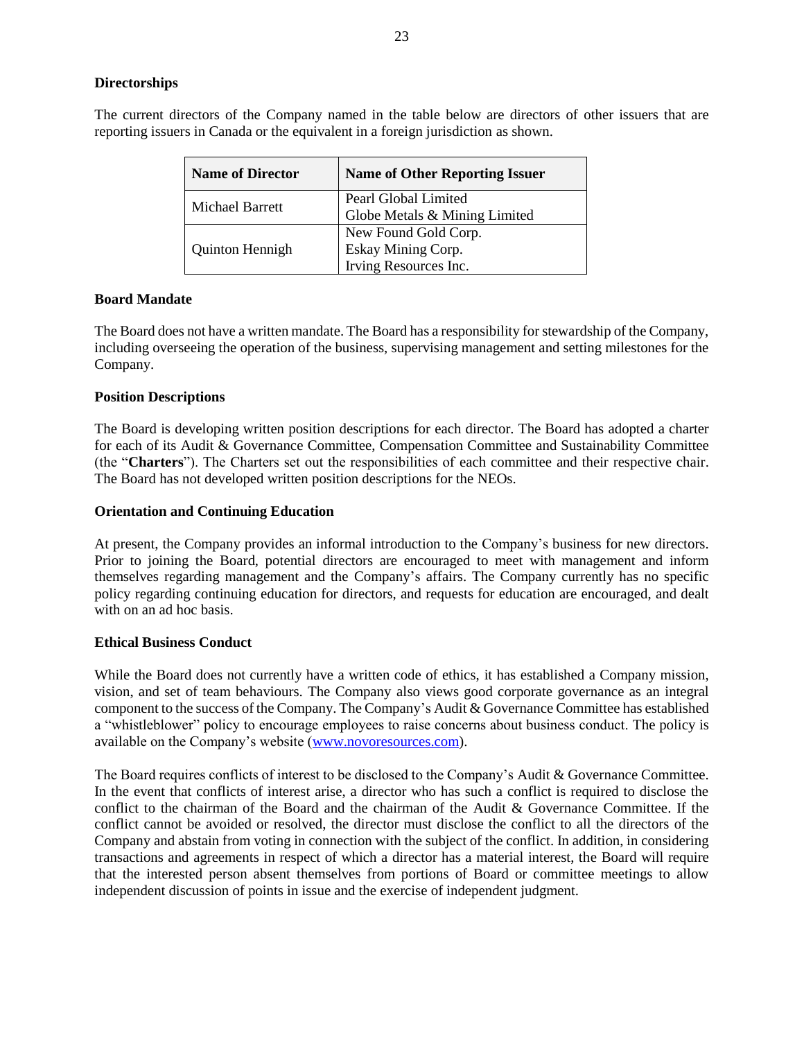**Directorships**

The current directors of the Company named in the table below are directors of other issuers that are reporting issuers in Canada or the equivalent in a foreign jurisdiction as shown.

| Name of Director | Name of Other Reporting Issuer |
|---|---|
| Michael Barrett | Pearl Global Limited<br>Globe Metals & Mining Limited |
| Quinton Hennigh | New Found Gold Corp.<br>Eskay Mining Corp.<br>Irving Resources Inc. |

**Board Mandate**

The Board does not have a written mandate. The Board has a responsibility for stewardship of the Company, including overseeing the operation of the business, supervising management and setting milestones for the Company.

**Position Descriptions**

The Board is developing written position descriptions for each director. The Board has adopted a charter for each of its Audit & Governance Committee, Compensation Committee and Sustainability Committee (the "**Charters**"). The Charters set out the responsibilities of each committee and their respective chair. The Board has not developed written position descriptions for the NEOs.

**Orientation and Continuing Education**

At present, the Company provides an informal introduction to the Company's business for new directors. Prior to joining the Board, potential directors are encouraged to meet with management and inform themselves regarding management and the Company's affairs. The Company currently has no specific policy regarding continuing education for directors, and requests for education are encouraged, and dealt with on an ad hoc basis.

**Ethical Business Conduct**

While the Board does not currently have a written code of ethics, it has established a Company mission, vision, and set of team behaviours. The Company also views good corporate governance as an integral component to the success of the Company. The Company's Audit & Governance Committee has established a "whistleblower" policy to encourage employees to raise concerns about business conduct. The policy is available on the Company's website (www.novoresources.com).

The Board requires conflicts of interest to be disclosed to the Company's Audit & Governance Committee. In the event that conflicts of interest arise, a director who has such a conflict is required to disclose the conflict to the chairman of the Board and the chairman of the Audit & Governance Committee. If the conflict cannot be avoided or resolved, the director must disclose the conflict to all the directors of the Company and abstain from voting in connection with the subject of the conflict. In addition, in considering transactions and agreements in respect of which a director has a material interest, the Board will require that the interested person absent themselves from portions of Board or committee meetings to allow independent discussion of points in issue and the exercise of independent judgment.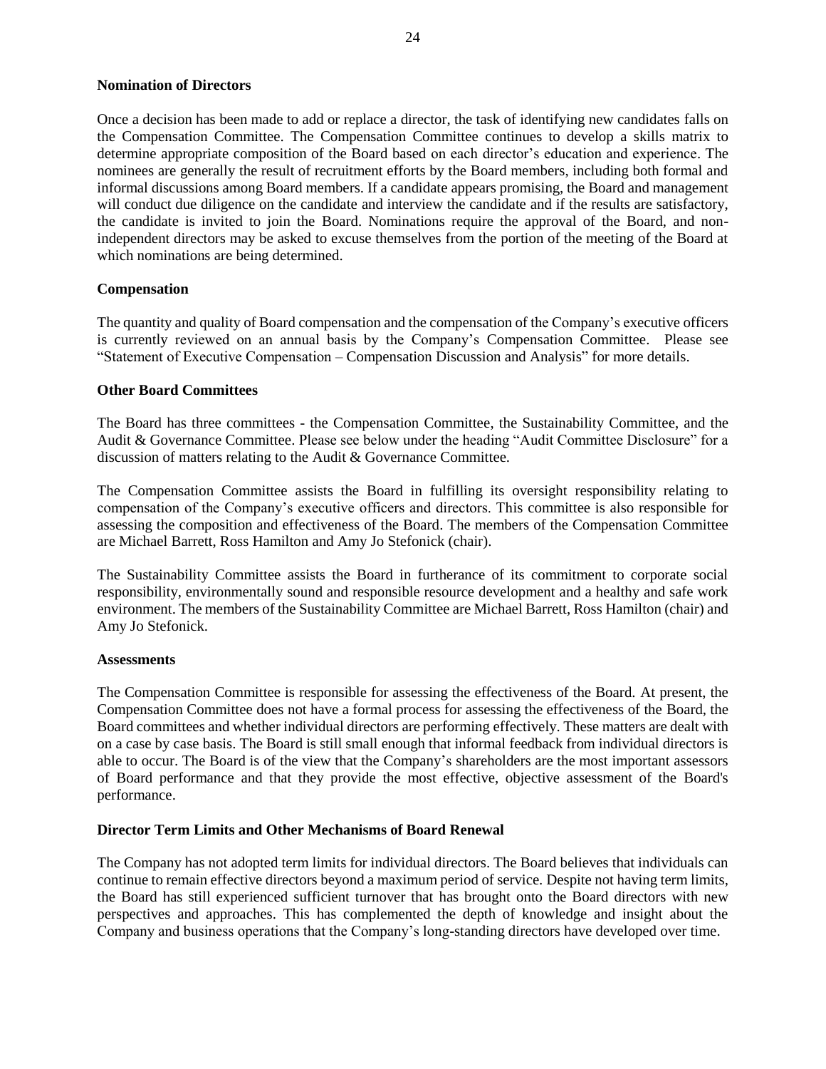## Nomination of Directors

Once a decision has been made to add or replace a director, the task of identifying new candidates falls on the Compensation Committee. The Compensation Committee continues to develop a skills matrix to determine appropriate composition of the Board based on each director's education and experience. The nominees are generally the result of recruitment efforts by the Board members, including both formal and informal discussions among Board members. If a candidate appears promising, the Board and management will conduct due diligence on the candidate and interview the candidate and if the results are satisfactory, the candidate is invited to join the Board. Nominations require the approval of the Board, and non-independent directors may be asked to excuse themselves from the portion of the meeting of the Board at which nominations are being determined.

## Compensation

The quantity and quality of Board compensation and the compensation of the Company's executive officers is currently reviewed on an annual basis by the Company's Compensation Committee. Please see "Statement of Executive Compensation – Compensation Discussion and Analysis" for more details.

## Other Board Committees

The Board has three committees - the Compensation Committee, the Sustainability Committee, and the Audit & Governance Committee. Please see below under the heading "Audit Committee Disclosure" for a discussion of matters relating to the Audit & Governance Committee.

The Compensation Committee assists the Board in fulfilling its oversight responsibility relating to compensation of the Company's executive officers and directors. This committee is also responsible for assessing the composition and effectiveness of the Board. The members of the Compensation Committee are Michael Barrett, Ross Hamilton and Amy Jo Stefonick (chair).

The Sustainability Committee assists the Board in furtherance of its commitment to corporate social responsibility, environmentally sound and responsible resource development and a healthy and safe work environment. The members of the Sustainability Committee are Michael Barrett, Ross Hamilton (chair) and Amy Jo Stefonick.

## Assessments

The Compensation Committee is responsible for assessing the effectiveness of the Board. At present, the Compensation Committee does not have a formal process for assessing the effectiveness of the Board, the Board committees and whether individual directors are performing effectively. These matters are dealt with on a case by case basis. The Board is still small enough that informal feedback from individual directors is able to occur. The Board is of the view that the Company's shareholders are the most important assessors of Board performance and that they provide the most effective, objective assessment of the Board's performance.

## Director Term Limits and Other Mechanisms of Board Renewal

The Company has not adopted term limits for individual directors. The Board believes that individuals can continue to remain effective directors beyond a maximum period of service. Despite not having term limits, the Board has still experienced sufficient turnover that has brought onto the Board directors with new perspectives and approaches. This has complemented the depth of knowledge and insight about the Company and business operations that the Company's long-standing directors have developed over time.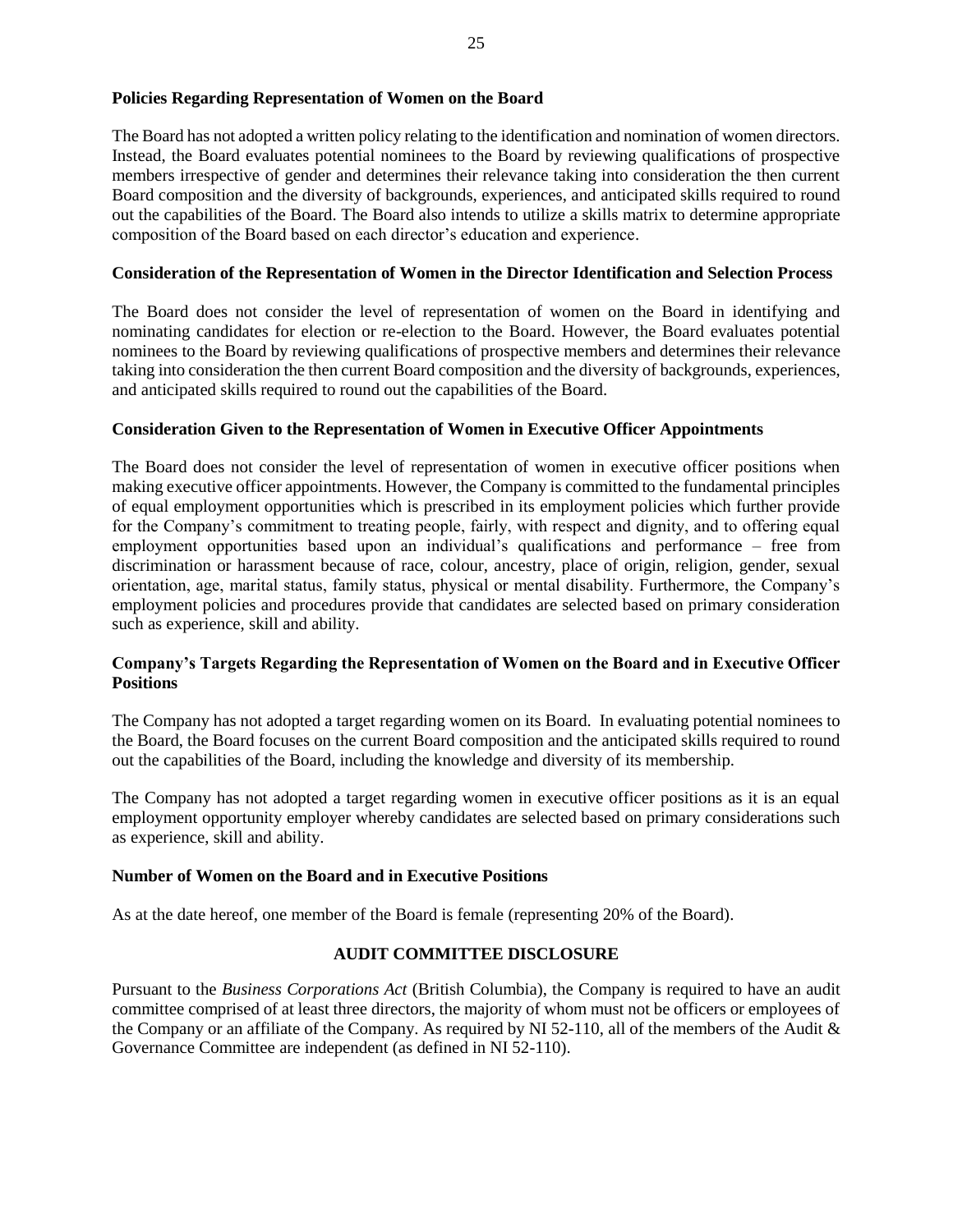**Policies Regarding Representation of Women on the Board**

The Board has not adopted a written policy relating to the identification and nomination of women directors. Instead, the Board evaluates potential nominees to the Board by reviewing qualifications of prospective members irrespective of gender and determines their relevance taking into consideration the then current Board composition and the diversity of backgrounds, experiences, and anticipated skills required to round out the capabilities of the Board. The Board also intends to utilize a skills matrix to determine appropriate composition of the Board based on each director's education and experience.

**Consideration of the Representation of Women in the Director Identification and Selection Process**

The Board does not consider the level of representation of women on the Board in identifying and nominating candidates for election or re-election to the Board. However, the Board evaluates potential nominees to the Board by reviewing qualifications of prospective members and determines their relevance taking into consideration the then current Board composition and the diversity of backgrounds, experiences, and anticipated skills required to round out the capabilities of the Board.

**Consideration Given to the Representation of Women in Executive Officer Appointments**

The Board does not consider the level of representation of women in executive officer positions when making executive officer appointments. However, the Company is committed to the fundamental principles of equal employment opportunities which is prescribed in its employment policies which further provide for the Company's commitment to treating people, fairly, with respect and dignity, and to offering equal employment opportunities based upon an individual's qualifications and performance – free from discrimination or harassment because of race, colour, ancestry, place of origin, religion, gender, sexual orientation, age, marital status, family status, physical or mental disability. Furthermore, the Company's employment policies and procedures provide that candidates are selected based on primary consideration such as experience, skill and ability.

**Company's Targets Regarding the Representation of Women on the Board and in Executive Officer Positions**

The Company has not adopted a target regarding women on its Board. In evaluating potential nominees to the Board, the Board focuses on the current Board composition and the anticipated skills required to round out the capabilities of the Board, including the knowledge and diversity of its membership.

The Company has not adopted a target regarding women in executive officer positions as it is an equal employment opportunity employer whereby candidates are selected based on primary considerations such as experience, skill and ability.

**Number of Women on the Board and in Executive Positions**

As at the date hereof, one member of the Board is female (representing 20% of the Board).

## AUDIT COMMITTEE DISCLOSURE

Pursuant to the *Business Corporations Act* (British Columbia), the Company is required to have an audit committee comprised of at least three directors, the majority of whom must not be officers or employees of the Company or an affiliate of the Company. As required by NI 52-110, all of the members of the Audit & Governance Committee are independent (as defined in NI 52-110).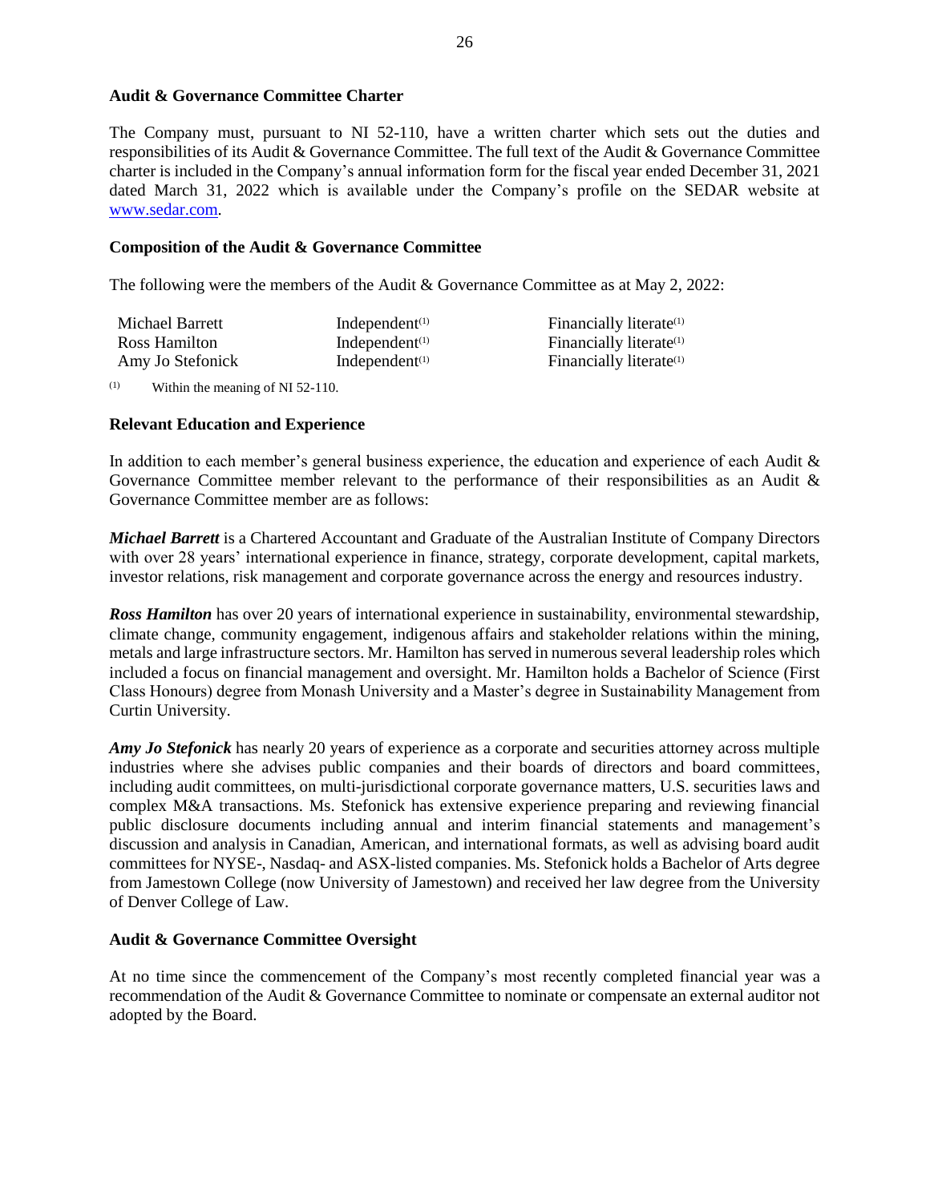### Audit & Governance Committee Charter

The Company must, pursuant to NI 52-110, have a written charter which sets out the duties and responsibilities of its Audit & Governance Committee. The full text of the Audit & Governance Committee charter is included in the Company's annual information form for the fiscal year ended December 31, 2021 dated March 31, 2022 which is available under the Company's profile on the SEDAR website at www.sedar.com.

### Composition of the Audit & Governance Committee

The following were the members of the Audit & Governance Committee as at May 2, 2022:

| | | |
|---|---|---|
| Michael Barrett | Independent[(1)] | Financially literate[(1)] |
| Ross Hamilton | Independent[(1)] | Financially literate[(1)] |
| Amy Jo Stefonick | Independent[(1)] | Financially literate[(1)] |

(1) Within the meaning of NI 52-110.

### Relevant Education and Experience

In addition to each member's general business experience, the education and experience of each Audit & Governance Committee member relevant to the performance of their responsibilities as an Audit & Governance Committee member are as follows:

***Michael Barrett*** is a Chartered Accountant and Graduate of the Australian Institute of Company Directors with over 28 years' international experience in finance, strategy, corporate development, capital markets, investor relations, risk management and corporate governance across the energy and resources industry.

***Ross Hamilton*** has over 20 years of international experience in sustainability, environmental stewardship, climate change, community engagement, indigenous affairs and stakeholder relations within the mining, metals and large infrastructure sectors. Mr. Hamilton has served in numerous several leadership roles which included a focus on financial management and oversight. Mr. Hamilton holds a Bachelor of Science (First Class Honours) degree from Monash University and a Master's degree in Sustainability Management from Curtin University.

***Amy Jo Stefonick*** has nearly 20 years of experience as a corporate and securities attorney across multiple industries where she advises public companies and their boards of directors and board committees, including audit committees, on multi-jurisdictional corporate governance matters, U.S. securities laws and complex M&A transactions. Ms. Stefonick has extensive experience preparing and reviewing financial public disclosure documents including annual and interim financial statements and management's discussion and analysis in Canadian, American, and international formats, as well as advising board audit committees for NYSE-, Nasdaq- and ASX-listed companies. Ms. Stefonick holds a Bachelor of Arts degree from Jamestown College (now University of Jamestown) and received her law degree from the University of Denver College of Law.

### Audit & Governance Committee Oversight

At no time since the commencement of the Company's most recently completed financial year was a recommendation of the Audit & Governance Committee to nominate or compensate an external auditor not adopted by the Board.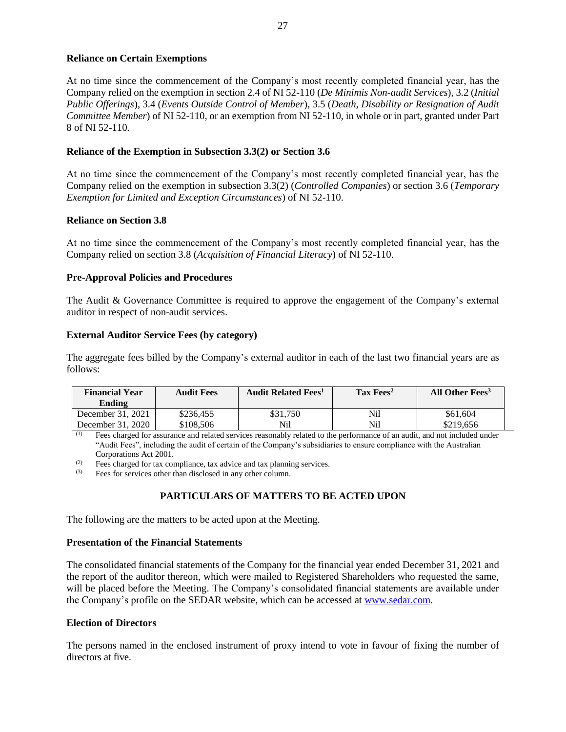### Reliance on Certain Exemptions

At no time since the commencement of the Company's most recently completed financial year, has the Company relied on the exemption in section 2.4 of NI 52-110 (*De Minimis Non-audit Services*), 3.2 (*Initial Public Offerings*), 3.4 (*Events Outside Control of Member*), 3.5 (*Death, Disability or Resignation of Audit Committee Member*) of NI 52-110, or an exemption from NI 52-110, in whole or in part, granted under Part 8 of NI 52-110.

### Reliance of the Exemption in Subsection 3.3(2) or Section 3.6

At no time since the commencement of the Company's most recently completed financial year, has the Company relied on the exemption in subsection 3.3(2) (*Controlled Companies*) or section 3.6 (*Temporary Exemption for Limited and Exception Circumstances*) of NI 52-110.

### Reliance on Section 3.8

At no time since the commencement of the Company's most recently completed financial year, has the Company relied on section 3.8 (*Acquisition of Financial Literacy*) of NI 52-110.

### Pre-Approval Policies and Procedures

The Audit & Governance Committee is required to approve the engagement of the Company's external auditor in respect of non-audit services.

### External Auditor Service Fees (by category)

The aggregate fees billed by the Company's external auditor in each of the last two financial years are as follows:

| Financial Year Ending | Audit Fees | Audit Related Fees[1] | Tax Fees[2] | All Other Fees[3] |
|---|---|---|---|---|
| December 31, 2021 | $236,455 | $31,750 | Nil | $61,604 |
| December 31, 2020 | $108,506 | Nil | Nil | $219,656 |

(1) Fees charged for assurance and related services reasonably related to the performance of an audit, and not included under "Audit Fees", including the audit of certain of the Company's subsidiaries to ensure compliance with the Australian Corporations Act 2001.

(2) Fees charged for tax compliance, tax advice and tax planning services.

(3) Fees for services other than disclosed in any other column.

## PARTICULARS OF MATTERS TO BE ACTED UPON

The following are the matters to be acted upon at the Meeting.

### Presentation of the Financial Statements

The consolidated financial statements of the Company for the financial year ended December 31, 2021 and the report of the auditor thereon, which were mailed to Registered Shareholders who requested the same, will be placed before the Meeting. The Company's consolidated financial statements are available under the Company's profile on the SEDAR website, which can be accessed at www.sedar.com.

### Election of Directors

The persons named in the enclosed instrument of proxy intend to vote in favour of fixing the number of directors at five.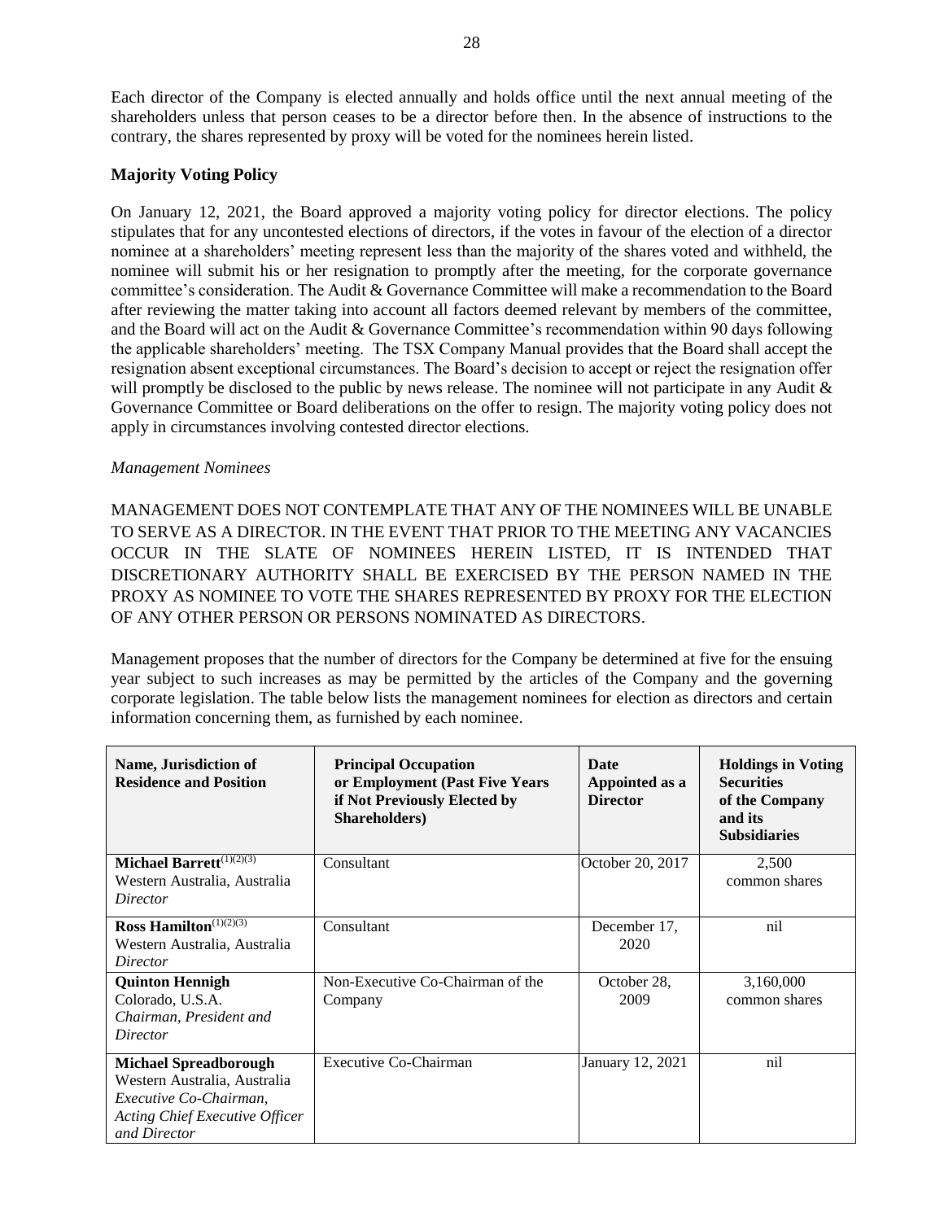Each director of the Company is elected annually and holds office until the next annual meeting of the shareholders unless that person ceases to be a director before then. In the absence of instructions to the contrary, the shares represented by proxy will be voted for the nominees herein listed.

## Majority Voting Policy

On January 12, 2021, the Board approved a majority voting policy for director elections. The policy stipulates that for any uncontested elections of directors, if the votes in favour of the election of a director nominee at a shareholders' meeting represent less than the majority of the shares voted and withheld, the nominee will submit his or her resignation to promptly after the meeting, for the corporate governance committee's consideration. The Audit & Governance Committee will make a recommendation to the Board after reviewing the matter taking into account all factors deemed relevant by members of the committee, and the Board will act on the Audit & Governance Committee's recommendation within 90 days following the applicable shareholders' meeting. The TSX Company Manual provides that the Board shall accept the resignation absent exceptional circumstances. The Board's decision to accept or reject the resignation offer will promptly be disclosed to the public by news release. The nominee will not participate in any Audit & Governance Committee or Board deliberations on the offer to resign. The majority voting policy does not apply in circumstances involving contested director elections.

*Management Nominees*

MANAGEMENT DOES NOT CONTEMPLATE THAT ANY OF THE NOMINEES WILL BE UNABLE TO SERVE AS A DIRECTOR. IN THE EVENT THAT PRIOR TO THE MEETING ANY VACANCIES OCCUR IN THE SLATE OF NOMINEES HEREIN LISTED, IT IS INTENDED THAT DISCRETIONARY AUTHORITY SHALL BE EXERCISED BY THE PERSON NAMED IN THE PROXY AS NOMINEE TO VOTE THE SHARES REPRESENTED BY PROXY FOR THE ELECTION OF ANY OTHER PERSON OR PERSONS NOMINATED AS DIRECTORS.

Management proposes that the number of directors for the Company be determined at five for the ensuing year subject to such increases as may be permitted by the articles of the Company and the governing corporate legislation. The table below lists the management nominees for election as directors and certain information concerning them, as furnished by each nominee.

| Name, Jurisdiction of Residence and Position | Principal Occupation or Employment (Past Five Years if Not Previously Elected by Shareholders) | Date Appointed as a Director | Holdings in Voting Securities of the Company and its Subsidiaries |
|---|---|---|---|
| **Michael Barrett**(1)(2)(3)<br>Western Australia, Australia<br>*Director* | Consultant | October 20, 2017 | 2,500 common shares |
| **Ross Hamilton**(1)(2)(3)<br>Western Australia, Australia<br>*Director* | Consultant | December 17, 2020 | nil |
| **Quinton Hennigh**<br>Colorado, U.S.A.<br>*Chairman, President and Director* | Non-Executive Co-Chairman of the Company | October 28, 2009 | 3,160,000 common shares |
| **Michael Spreadborough**<br>Western Australia, Australia<br>*Executive Co-Chairman, Acting Chief Executive Officer and Director* | Executive Co-Chairman | January 12, 2021 | nil |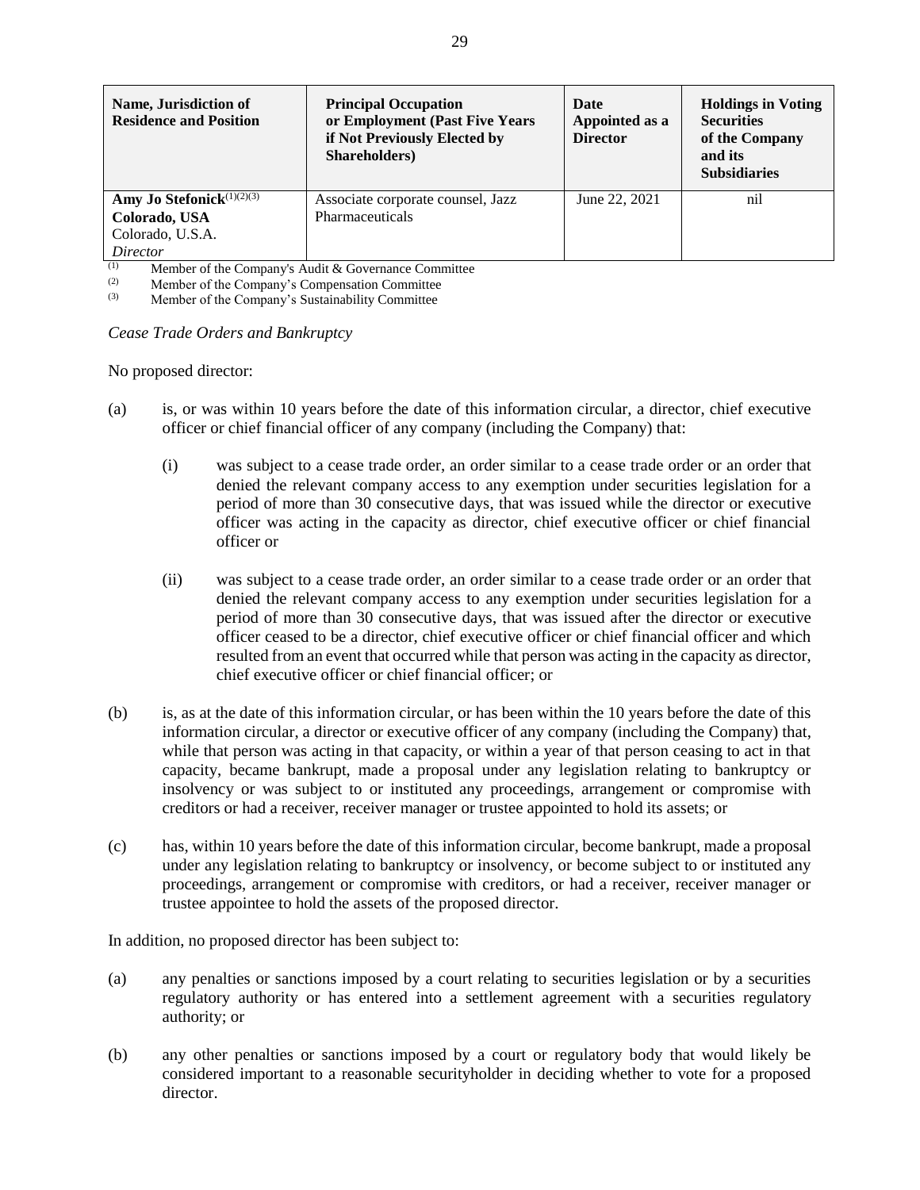| Name, Jurisdiction of Residence and Position | Principal Occupation or Employment (Past Five Years if Not Previously Elected by Shareholders) | Date Appointed as a Director | Holdings in Voting Securities of the Company and its Subsidiaries |
|---|---|---|---|
| **Amy Jo Stefonick**[(1)(2)(3)] **Colorado, USA** Colorado, U.S.A. *Director* | Associate corporate counsel, Jazz Pharmaceuticals | June 22, 2021 | nil |

(1) Member of the Company's Audit & Governance Committee
(2) Member of the Company's Compensation Committee
(3) Member of the Company's Sustainability Committee

*Cease Trade Orders and Bankruptcy*

No proposed director:

(a) is, or was within 10 years before the date of this information circular, a director, chief executive officer or chief financial officer of any company (including the Company) that:

  (i) was subject to a cease trade order, an order similar to a cease trade order or an order that denied the relevant company access to any exemption under securities legislation for a period of more than 30 consecutive days, that was issued while the director or executive officer was acting in the capacity as director, chief executive officer or chief financial officer or

  (ii) was subject to a cease trade order, an order similar to a cease trade order or an order that denied the relevant company access to any exemption under securities legislation for a period of more than 30 consecutive days, that was issued after the director or executive officer ceased to be a director, chief executive officer or chief financial officer and which resulted from an event that occurred while that person was acting in the capacity as director, chief executive officer or chief financial officer; or

(b) is, as at the date of this information circular, or has been within the 10 years before the date of this information circular, a director or executive officer of any company (including the Company) that, while that person was acting in that capacity, or within a year of that person ceasing to act in that capacity, became bankrupt, made a proposal under any legislation relating to bankruptcy or insolvency or was subject to or instituted any proceedings, arrangement or compromise with creditors or had a receiver, receiver manager or trustee appointed to hold its assets; or

(c) has, within 10 years before the date of this information circular, become bankrupt, made a proposal under any legislation relating to bankruptcy or insolvency, or become subject to or instituted any proceedings, arrangement or compromise with creditors, or had a receiver, receiver manager or trustee appointee to hold the assets of the proposed director.

In addition, no proposed director has been subject to:

(a) any penalties or sanctions imposed by a court relating to securities legislation or by a securities regulatory authority or has entered into a settlement agreement with a securities regulatory authority; or

(b) any other penalties or sanctions imposed by a court or regulatory body that would likely be considered important to a reasonable securityholder in deciding whether to vote for a proposed director.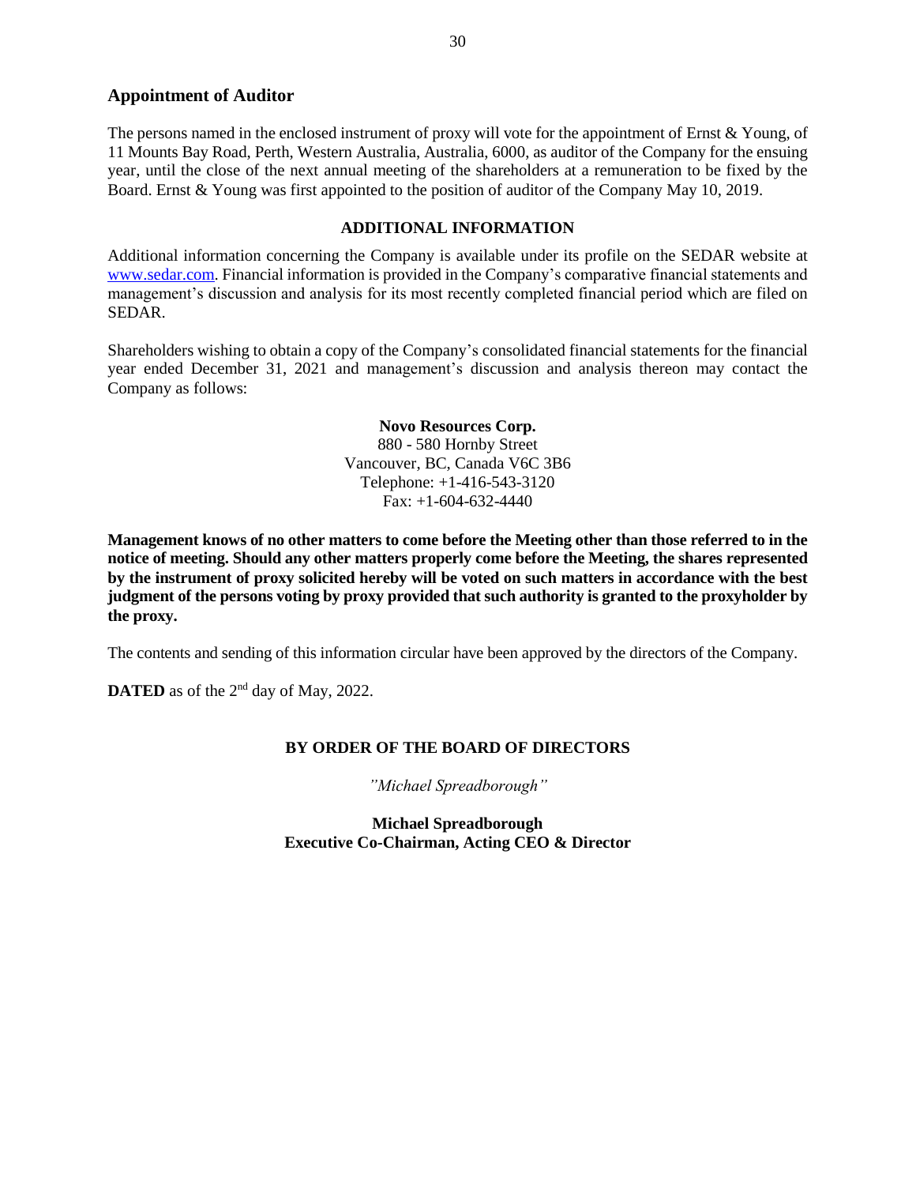## Appointment of Auditor

The persons named in the enclosed instrument of proxy will vote for the appointment of Ernst & Young, of 11 Mounts Bay Road, Perth, Western Australia, Australia, 6000, as auditor of the Company for the ensuing year, until the close of the next annual meeting of the shareholders at a remuneration to be fixed by the Board. Ernst & Young was first appointed to the position of auditor of the Company May 10, 2019.

## ADDITIONAL INFORMATION

Additional information concerning the Company is available under its profile on the SEDAR website at www.sedar.com. Financial information is provided in the Company's comparative financial statements and management's discussion and analysis for its most recently completed financial period which are filed on SEDAR.

Shareholders wishing to obtain a copy of the Company's consolidated financial statements for the financial year ended December 31, 2021 and management's discussion and analysis thereon may contact the Company as follows:

**Novo Resources Corp.**
880 - 580 Hornby Street
Vancouver, BC, Canada V6C 3B6
Telephone: +1-416-543-3120
Fax: +1-604-632-4440

**Management knows of no other matters to come before the Meeting other than those referred to in the notice of meeting. Should any other matters properly come before the Meeting, the shares represented by the instrument of proxy solicited hereby will be voted on such matters in accordance with the best judgment of the persons voting by proxy provided that such authority is granted to the proxyholder by the proxy.**

The contents and sending of this information circular have been approved by the directors of the Company.

**DATED** as of the 2nd day of May, 2022.

**BY ORDER OF THE BOARD OF DIRECTORS**

*"Michael Spreadborough"*

**Michael Spreadborough**
**Executive Co-Chairman, Acting CEO & Director**